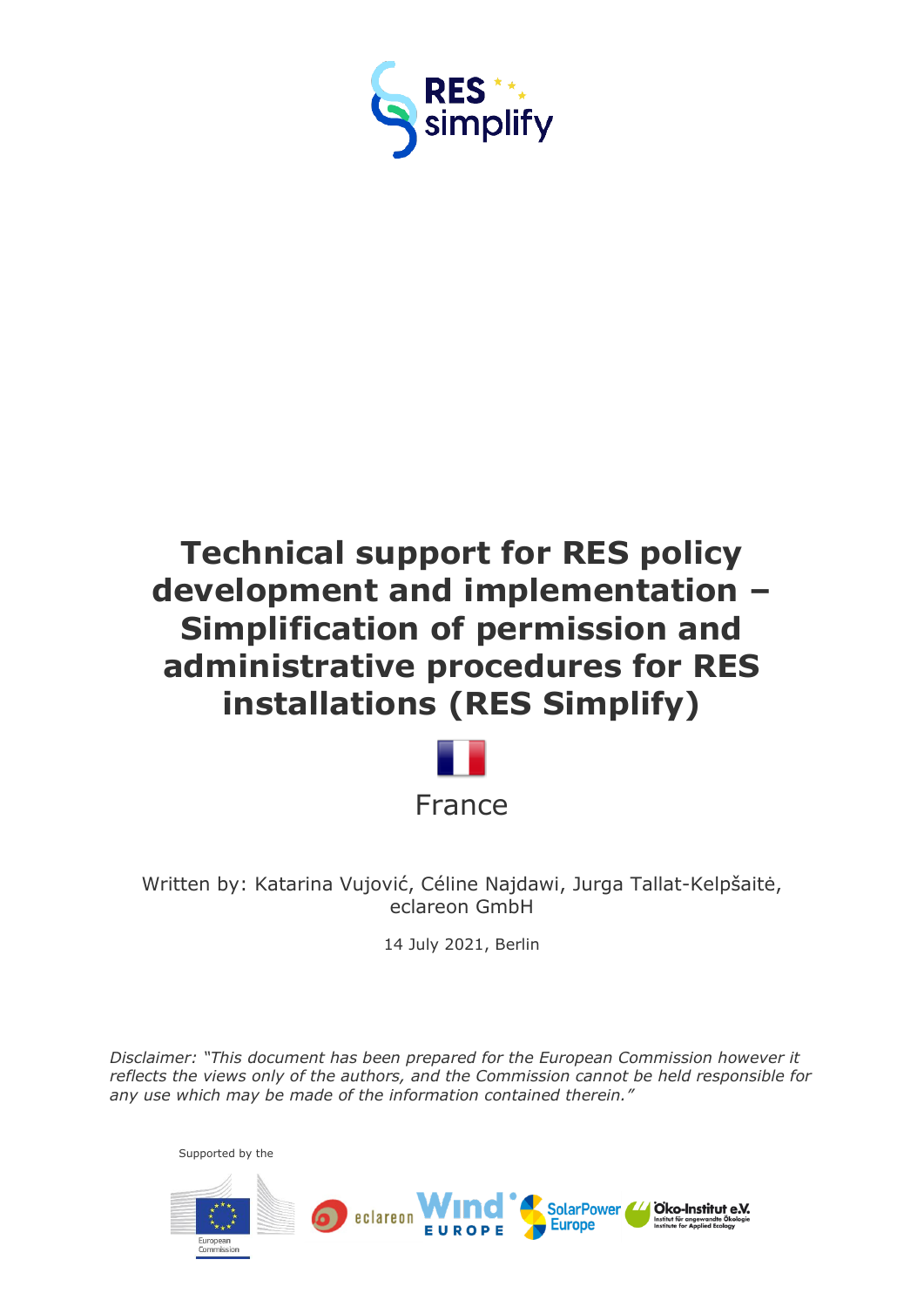RES simplify

# Technical support for RES policy development and implementation – Simplification of permission and administrative procedures for RES installations (RES Simplify)

France

Written by: Katarina Vujović, Céline Najdawi, Jurga Tallat-Kelpšaitė, eclareon GmbH

14 July 2021, Berlin

*Disclaimer: "This document has been prepared for the European Commission however it reflects the views only of the authors, and the Commission cannot be held responsible for any use which may be made of the information contained therein."*

Supported by the

European Commission

eclareon

Wind EUROPE

SolarPower Europe

Öko-Institut e.V. Institut für angewandte Ökologie Institute for Applied Ecology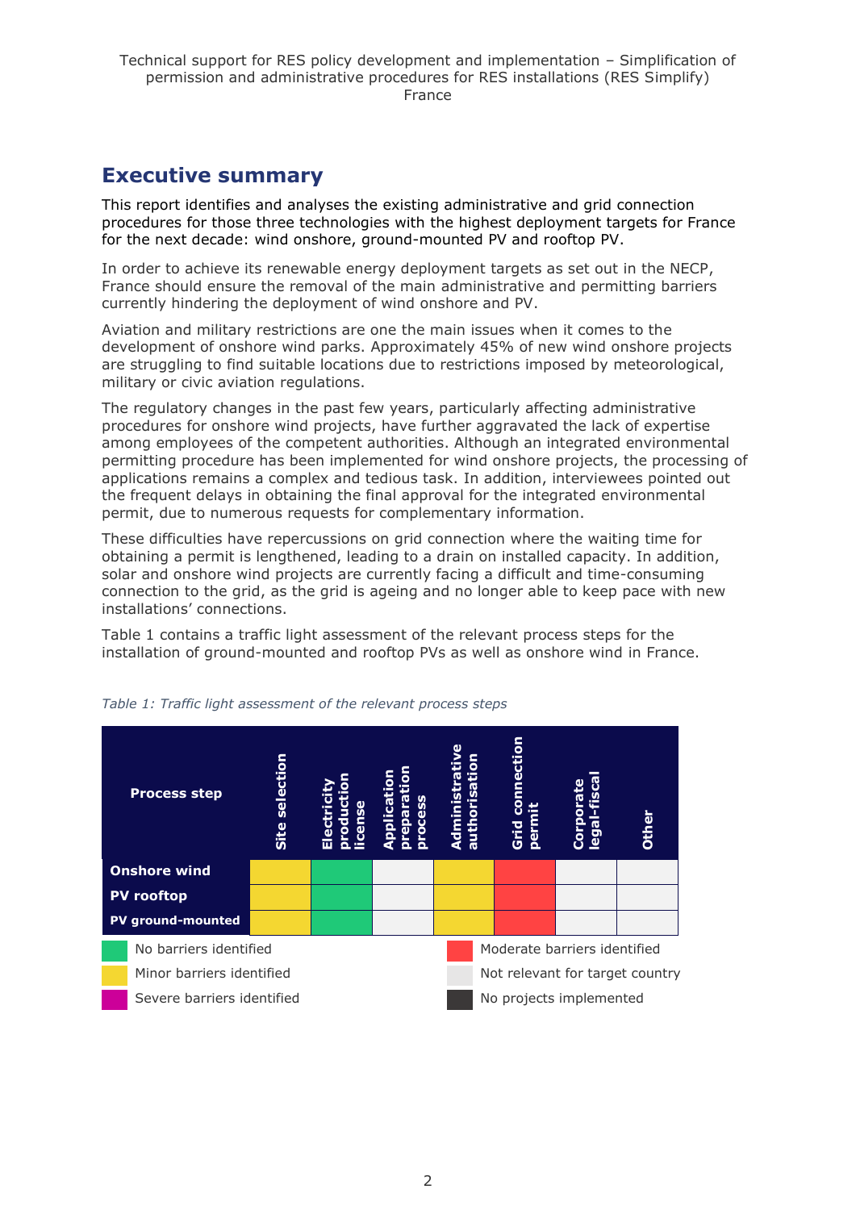# Executive summary

This report identifies and analyses the existing administrative and grid connection procedures for those three technologies with the highest deployment targets for France for the next decade: wind onshore, ground-mounted PV and rooftop PV.

In order to achieve its renewable energy deployment targets as set out in the NECP, France should ensure the removal of the main administrative and permitting barriers currently hindering the deployment of wind onshore and PV.

Aviation and military restrictions are one the main issues when it comes to the development of onshore wind parks. Approximately 45% of new wind onshore projects are struggling to find suitable locations due to restrictions imposed by meteorological, military or civic aviation regulations.

The regulatory changes in the past few years, particularly affecting administrative procedures for onshore wind projects, have further aggravated the lack of expertise among employees of the competent authorities. Although an integrated environmental permitting procedure has been implemented for wind onshore projects, the processing of applications remains a complex and tedious task. In addition, interviewees pointed out the frequent delays in obtaining the final approval for the integrated environmental permit, due to numerous requests for complementary information.

These difficulties have repercussions on grid connection where the waiting time for obtaining a permit is lengthened, leading to a drain on installed capacity. In addition, solar and onshore wind projects are currently facing a difficult and time-consuming connection to the grid, as the grid is ageing and no longer able to keep pace with new installations' connections.

Table 1 contains a traffic light assessment of the relevant process steps for the installation of ground-mounted and rooftop PVs as well as onshore wind in France.

*Table 1: Traffic light assessment of the relevant process steps*

| Process step | Site selection | Electricity production license | Application preparation process | Administrative authorisation | Grid connection permit | Corporate legal-fiscal | Other |
|---|---|---|---|---|---|---|---|
| **Onshore wind** | Minor barriers identified | No barriers identified | Not relevant for target country | Minor barriers identified | Moderate barriers identified | Not relevant for target country | Not relevant for target country |
| **PV rooftop** | Minor barriers identified | No barriers identified | Not relevant for target country | Minor barriers identified | Moderate barriers identified | Not relevant for target country | Not relevant for target country |
| **PV ground-mounted** | Minor barriers identified | No barriers identified | Not relevant for target country | Minor barriers identified | Moderate barriers identified | Not relevant for target country | Not relevant for target country |

Legend: No barriers identified (green); Minor barriers identified (yellow); Severe barriers identified (magenta); Moderate barriers identified (red); Not relevant for target country (light grey); No projects implemented (dark grey)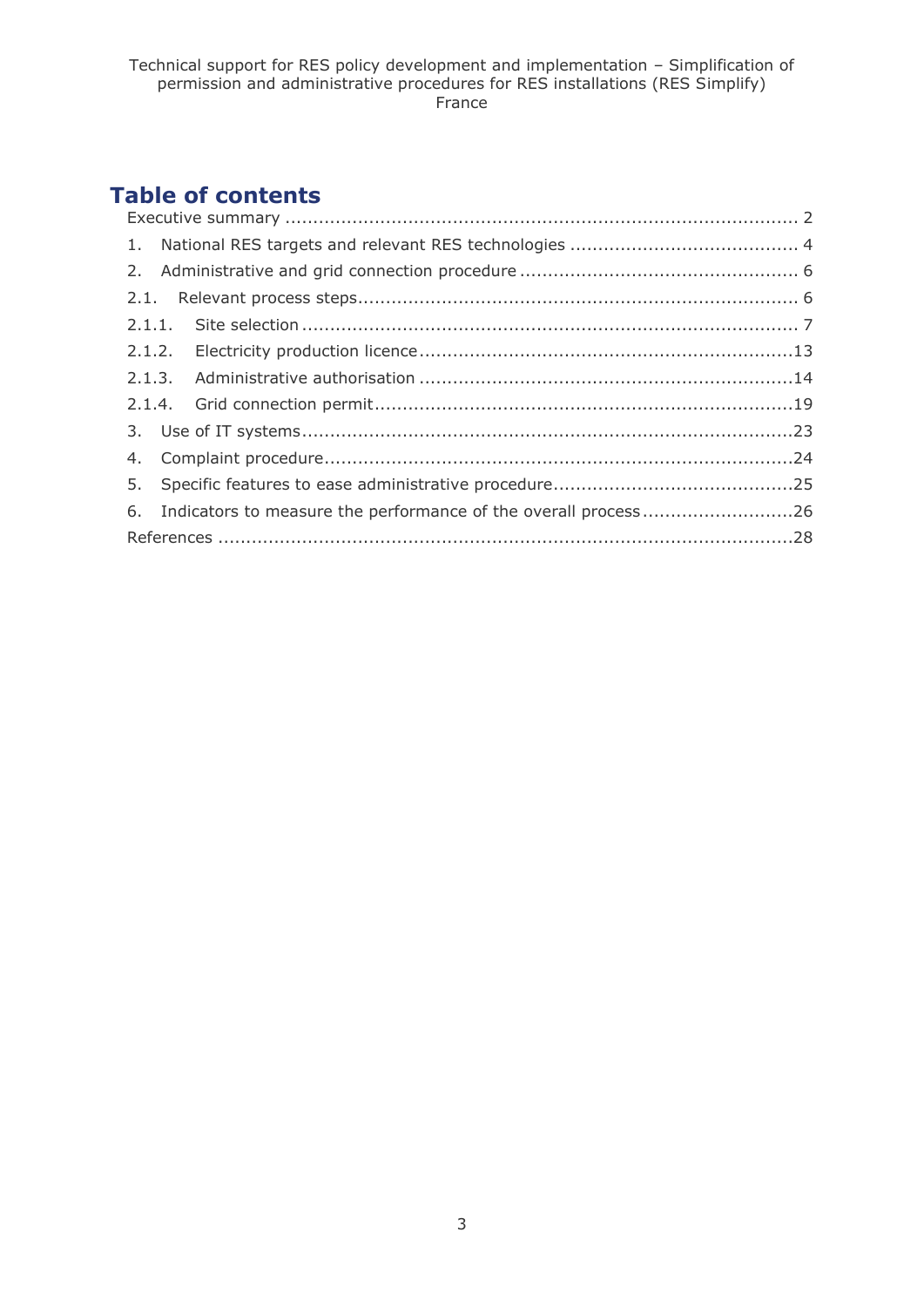# Table of contents

Executive summary ........................................................................................... 2

1. National RES targets and relevant RES technologies ........................................ 4

2. Administrative and grid connection procedure ................................................. 6

2.1. Relevant process steps............................................................................... 6

2.1.1. Site selection ........................................................................................ 7

2.1.2. Electricity production licence ...................................................................13

2.1.3. Administrative authorisation ...................................................................14

2.1.4. Grid connection permit ..........................................................................19

3. Use of IT systems .......................................................................................23

4. Complaint procedure ...................................................................................24

5. Specific features to ease administrative procedure...........................................25

6. Indicators to measure the performance of the overall process ...........................26

References .......................................................................................................28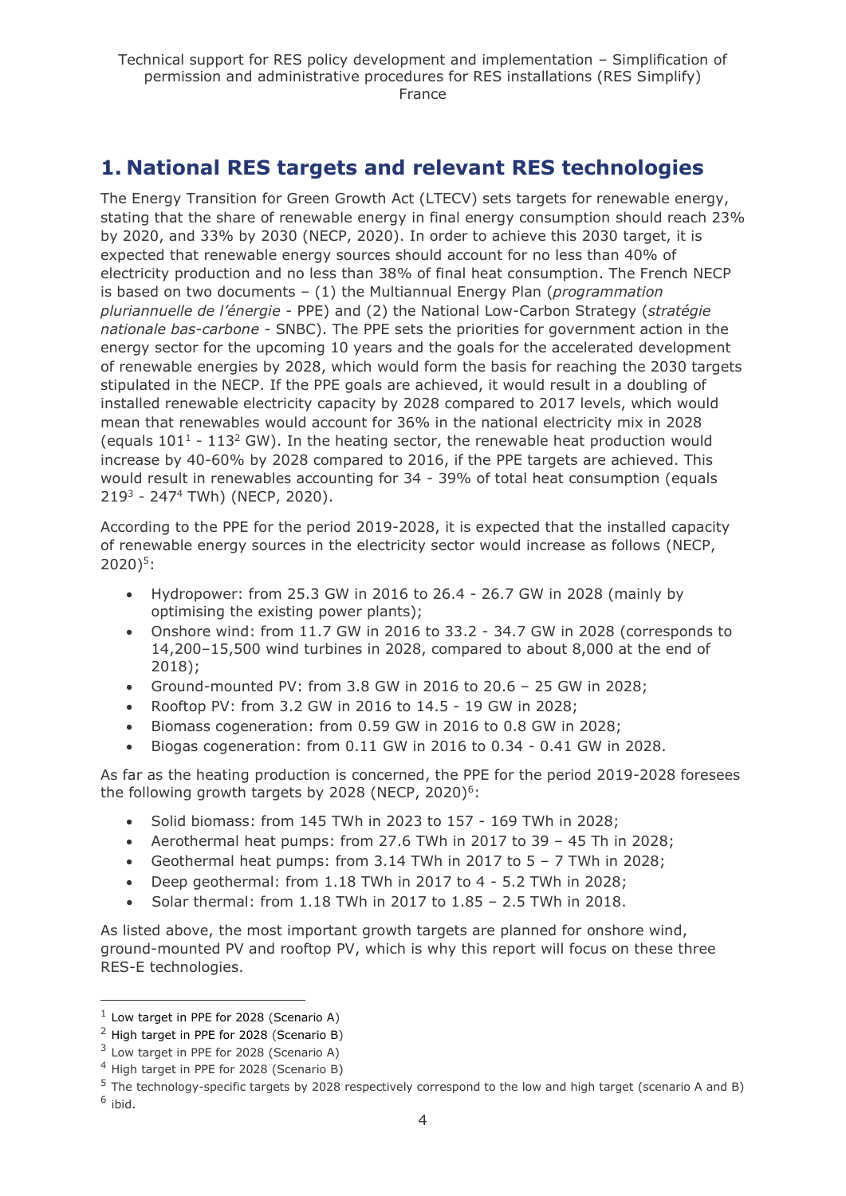# 1. National RES targets and relevant RES technologies

The Energy Transition for Green Growth Act (LTECV) sets targets for renewable energy, stating that the share of renewable energy in final energy consumption should reach 23% by 2020, and 33% by 2030 (NECP, 2020). In order to achieve this 2030 target, it is expected that renewable energy sources should account for no less than 40% of electricity production and no less than 38% of final heat consumption. The French NECP is based on two documents – (1) the Multiannual Energy Plan (*programmation pluriannuelle de l'énergie* - PPE) and (2) the National Low-Carbon Strategy (*stratégie nationale bas-carbone* - SNBC). The PPE sets the priorities for government action in the energy sector for the upcoming 10 years and the goals for the accelerated development of renewable energies by 2028, which would form the basis for reaching the 2030 targets stipulated in the NECP. If the PPE goals are achieved, it would result in a doubling of installed renewable electricity capacity by 2028 compared to 2017 levels, which would mean that renewables would account for 36% in the national electricity mix in 2028 (equals 101[1] - 113[2] GW). In the heating sector, the renewable heat production would increase by 40-60% by 2028 compared to 2016, if the PPE targets are achieved. This would result in renewables accounting for 34 - 39% of total heat consumption (equals 219[3] - 247[4] TWh) (NECP, 2020).

According to the PPE for the period 2019-2028, it is expected that the installed capacity of renewable energy sources in the electricity sector would increase as follows (NECP, 2020)[5]:

- Hydropower: from 25.3 GW in 2016 to 26.4 - 26.7 GW in 2028 (mainly by optimising the existing power plants);
- Onshore wind: from 11.7 GW in 2016 to 33.2 - 34.7 GW in 2028 (corresponds to 14,200–15,500 wind turbines in 2028, compared to about 8,000 at the end of 2018);
- Ground-mounted PV: from 3.8 GW in 2016 to 20.6 – 25 GW in 2028;
- Rooftop PV: from 3.2 GW in 2016 to 14.5 - 19 GW in 2028;
- Biomass cogeneration: from 0.59 GW in 2016 to 0.8 GW in 2028;
- Biogas cogeneration: from 0.11 GW in 2016 to 0.34 - 0.41 GW in 2028.

As far as the heating production is concerned, the PPE for the period 2019-2028 foresees the following growth targets by 2028 (NECP, 2020)[6]:

- Solid biomass: from 145 TWh in 2023 to 157 - 169 TWh in 2028;
- Aerothermal heat pumps: from 27.6 TWh in 2017 to 39 – 45 Th in 2028;
- Geothermal heat pumps: from 3.14 TWh in 2017 to 5 – 7 TWh in 2028;
- Deep geothermal: from 1.18 TWh in 2017 to 4 - 5.2 TWh in 2028;
- Solar thermal: from 1.18 TWh in 2017 to 1.85 – 2.5 TWh in 2018.

As listed above, the most important growth targets are planned for onshore wind, ground-mounted PV and rooftop PV, which is why this report will focus on these three RES-E technologies.

---

[1] Low target in PPE for 2028 (Scenario A)

[2] High target in PPE for 2028 (Scenario B)

[3] Low target in PPE for 2028 (Scenario A)

[4] High target in PPE for 2028 (Scenario B)

[5] The technology-specific targets by 2028 respectively correspond to the low and high target (scenario A and B)

[6] ibid.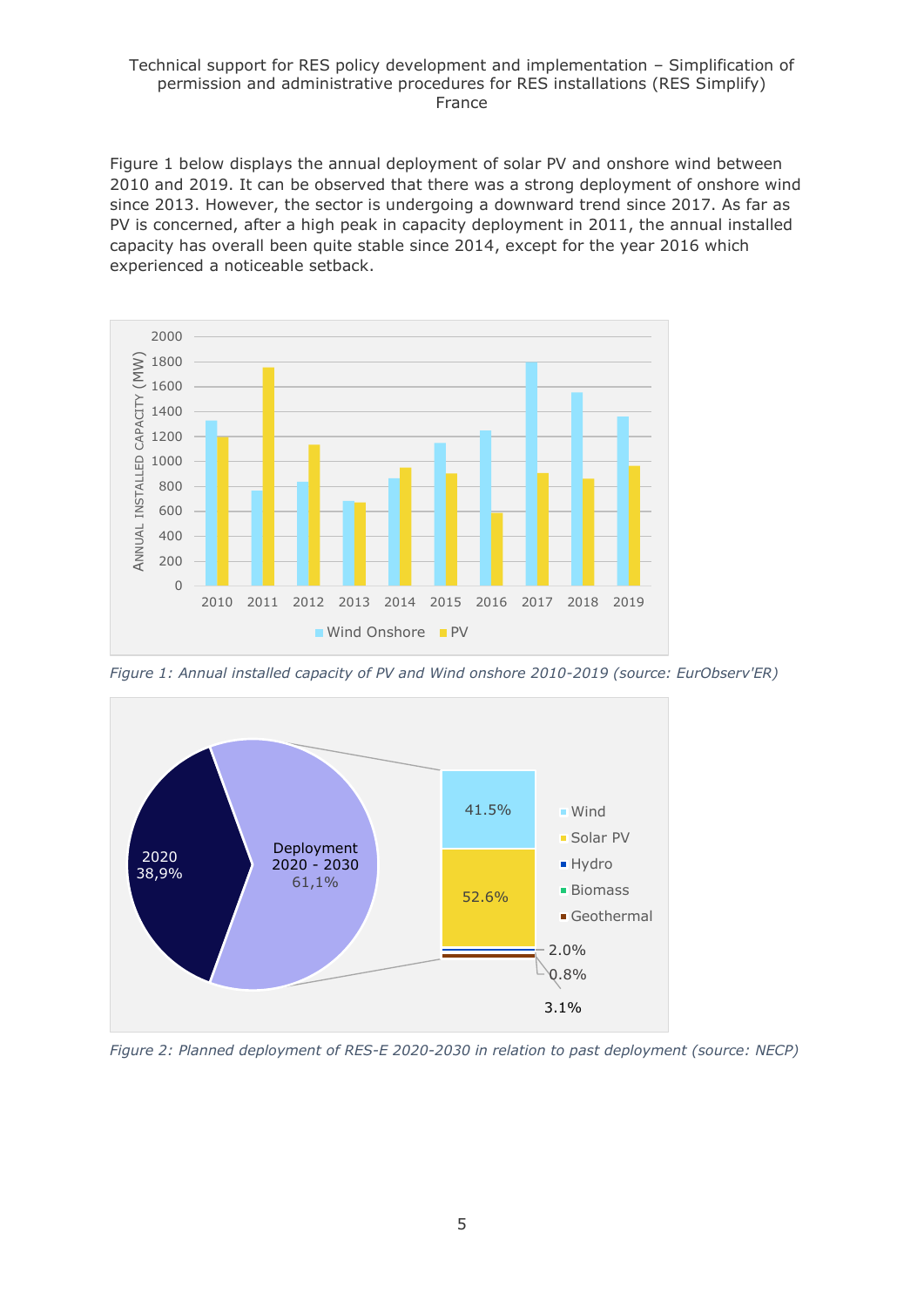Figure 1 below displays the annual deployment of solar PV and onshore wind between 2010 and 2019. It can be observed that there was a strong deployment of onshore wind since 2013. However, the sector is undergoing a downward trend since 2017. As far as PV is concerned, after a high peak in capacity deployment in 2011, the annual installed capacity has overall been quite stable since 2014, except for the year 2016 which experienced a noticeable setback.

*Figure 1: Annual installed capacity of PV and Wind onshore 2010-2019 (source: EurObserv'ER)*

*Figure 2: Planned deployment of RES-E 2020-2030 in relation to past deployment (source: NECP)*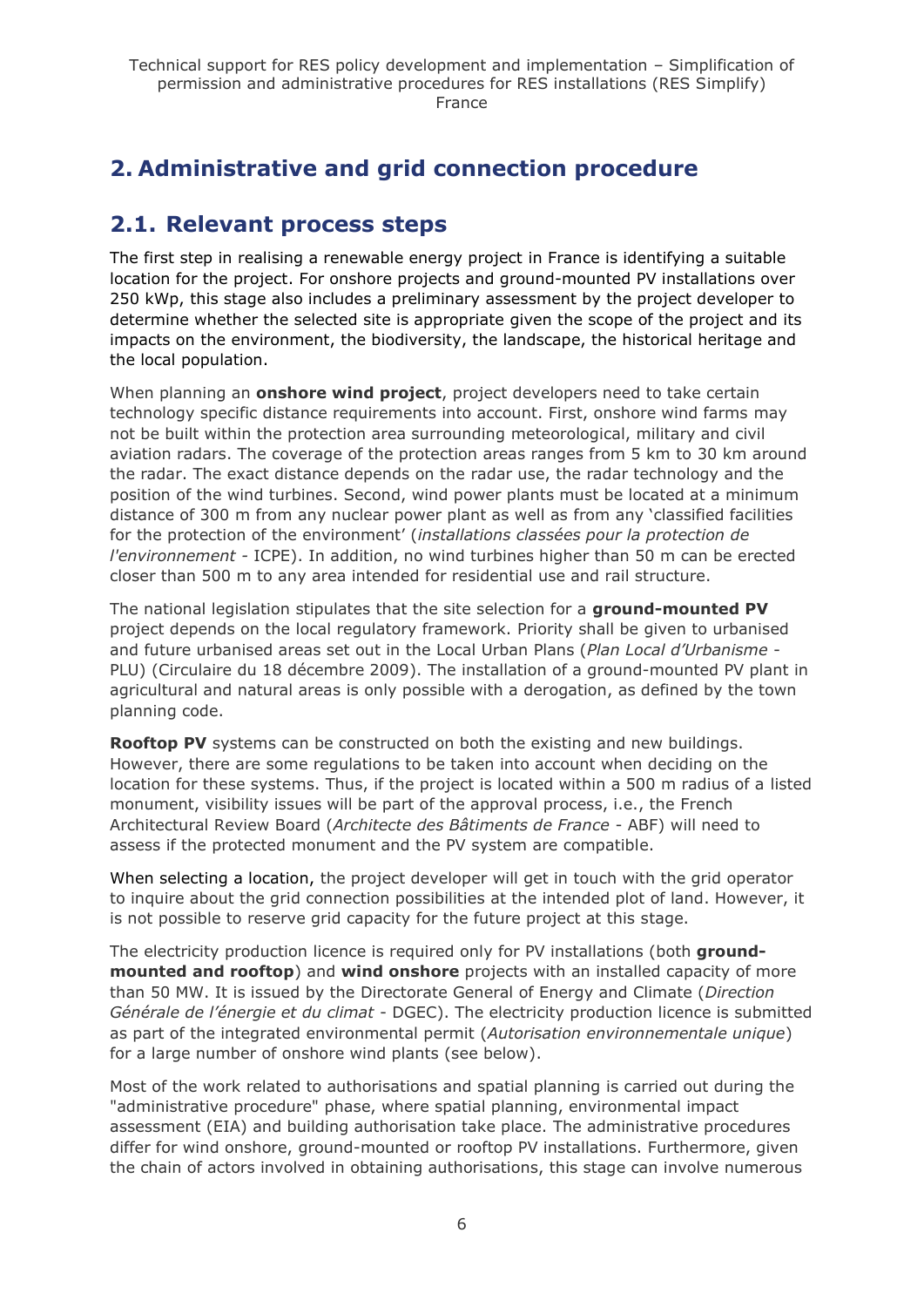## 2. Administrative and grid connection procedure

### 2.1. Relevant process steps

The first step in realising a renewable energy project in France is identifying a suitable location for the project. For onshore projects and ground-mounted PV installations over 250 kWp, this stage also includes a preliminary assessment by the project developer to determine whether the selected site is appropriate given the scope of the project and its impacts on the environment, the biodiversity, the landscape, the historical heritage and the local population.

When planning an **onshore wind project**, project developers need to take certain technology specific distance requirements into account. First, onshore wind farms may not be built within the protection area surrounding meteorological, military and civil aviation radars. The coverage of the protection areas ranges from 5 km to 30 km around the radar. The exact distance depends on the radar use, the radar technology and the position of the wind turbines. Second, wind power plants must be located at a minimum distance of 300 m from any nuclear power plant as well as from any 'classified facilities for the protection of the environment' (*installations classées pour la protection de l'environnement* - ICPE). In addition, no wind turbines higher than 50 m can be erected closer than 500 m to any area intended for residential use and rail structure.

The national legislation stipulates that the site selection for a **ground-mounted PV** project depends on the local regulatory framework. Priority shall be given to urbanised and future urbanised areas set out in the Local Urban Plans (*Plan Local d'Urbanisme* - PLU) (Circulaire du 18 décembre 2009). The installation of a ground-mounted PV plant in agricultural and natural areas is only possible with a derogation, as defined by the town planning code.

**Rooftop PV** systems can be constructed on both the existing and new buildings. However, there are some regulations to be taken into account when deciding on the location for these systems. Thus, if the project is located within a 500 m radius of a listed monument, visibility issues will be part of the approval process, i.e., the French Architectural Review Board (*Architecte des Bâtiments de France* - ABF) will need to assess if the protected monument and the PV system are compatible.

When selecting a location, the project developer will get in touch with the grid operator to inquire about the grid connection possibilities at the intended plot of land. However, it is not possible to reserve grid capacity for the future project at this stage.

The electricity production licence is required only for PV installations (both **ground-mounted and rooftop**) and **wind onshore** projects with an installed capacity of more than 50 MW. It is issued by the Directorate General of Energy and Climate (*Direction Générale de l'énergie et du climat* - DGEC). The electricity production licence is submitted as part of the integrated environmental permit (*Autorisation environnementale unique*) for a large number of onshore wind plants (see below).

Most of the work related to authorisations and spatial planning is carried out during the "administrative procedure" phase, where spatial planning, environmental impact assessment (EIA) and building authorisation take place. The administrative procedures differ for wind onshore, ground-mounted or rooftop PV installations. Furthermore, given the chain of actors involved in obtaining authorisations, this stage can involve numerous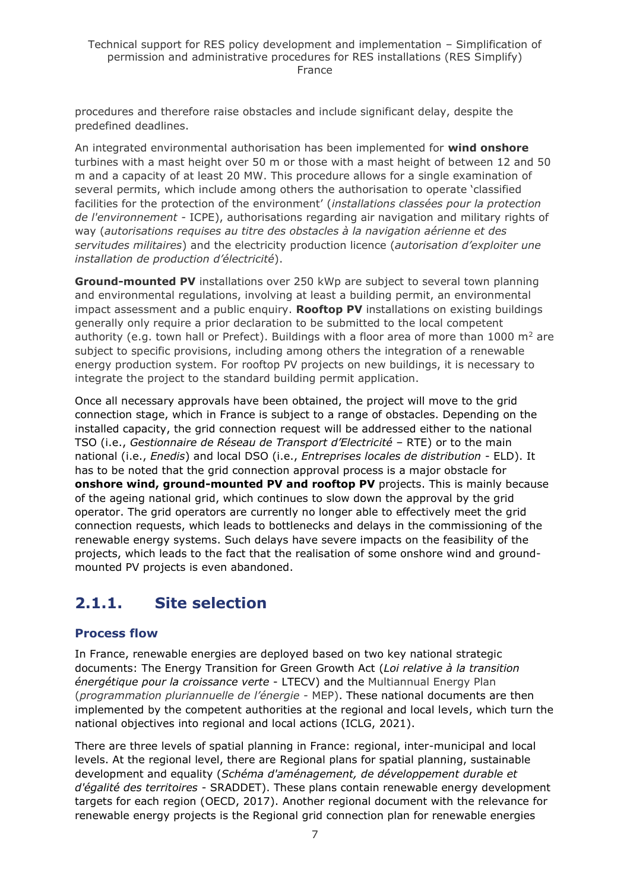procedures and therefore raise obstacles and include significant delay, despite the predefined deadlines.

An integrated environmental authorisation has been implemented for **wind onshore** turbines with a mast height over 50 m or those with a mast height of between 12 and 50 m and a capacity of at least 20 MW. This procedure allows for a single examination of several permits, which include among others the authorisation to operate 'classified facilities for the protection of the environment' (*installations classées pour la protection de l'environnement* - ICPE), authorisations regarding air navigation and military rights of way (*autorisations requises au titre des obstacles à la navigation aérienne et des servitudes militaires*) and the electricity production licence (*autorisation d'exploiter une installation de production d'électricité*).

**Ground-mounted PV** installations over 250 kWp are subject to several town planning and environmental regulations, involving at least a building permit, an environmental impact assessment and a public enquiry. **Rooftop PV** installations on existing buildings generally only require a prior declaration to be submitted to the local competent authority (e.g. town hall or Prefect). Buildings with a floor area of more than 1000 m² are subject to specific provisions, including among others the integration of a renewable energy production system. For rooftop PV projects on new buildings, it is necessary to integrate the project to the standard building permit application.

Once all necessary approvals have been obtained, the project will move to the grid connection stage, which in France is subject to a range of obstacles. Depending on the installed capacity, the grid connection request will be addressed either to the national TSO (i.e., *Gestionnaire de Réseau de Transport d'Electricité* – RTE) or to the main national (i.e., *Enedis*) and local DSO (i.e., *Entreprises locales de distribution* - ELD). It has to be noted that the grid connection approval process is a major obstacle for **onshore wind, ground-mounted PV and rooftop PV** projects. This is mainly because of the ageing national grid, which continues to slow down the approval by the grid operator. The grid operators are currently no longer able to effectively meet the grid connection requests, which leads to bottlenecks and delays in the commissioning of the renewable energy systems. Such delays have severe impacts on the feasibility of the projects, which leads to the fact that the realisation of some onshore wind and ground-mounted PV projects is even abandoned.

### 2.1.1. Site selection

#### Process flow

In France, renewable energies are deployed based on two key national strategic documents: The Energy Transition for Green Growth Act (*Loi relative à la transition énergétique pour la croissance verte* - LTECV) and the Multiannual Energy Plan (*programmation pluriannuelle de l'énergie* - MEP). These national documents are then implemented by the competent authorities at the regional and local levels, which turn the national objectives into regional and local actions (ICLG, 2021).

There are three levels of spatial planning in France: regional, inter-municipal and local levels. At the regional level, there are Regional plans for spatial planning, sustainable development and equality (*Schéma d'aménagement, de développement durable et d'égalité des territoires* - SRADDET). These plans contain renewable energy development targets for each region (OECD, 2017). Another regional document with the relevance for renewable energy projects is the Regional grid connection plan for renewable energies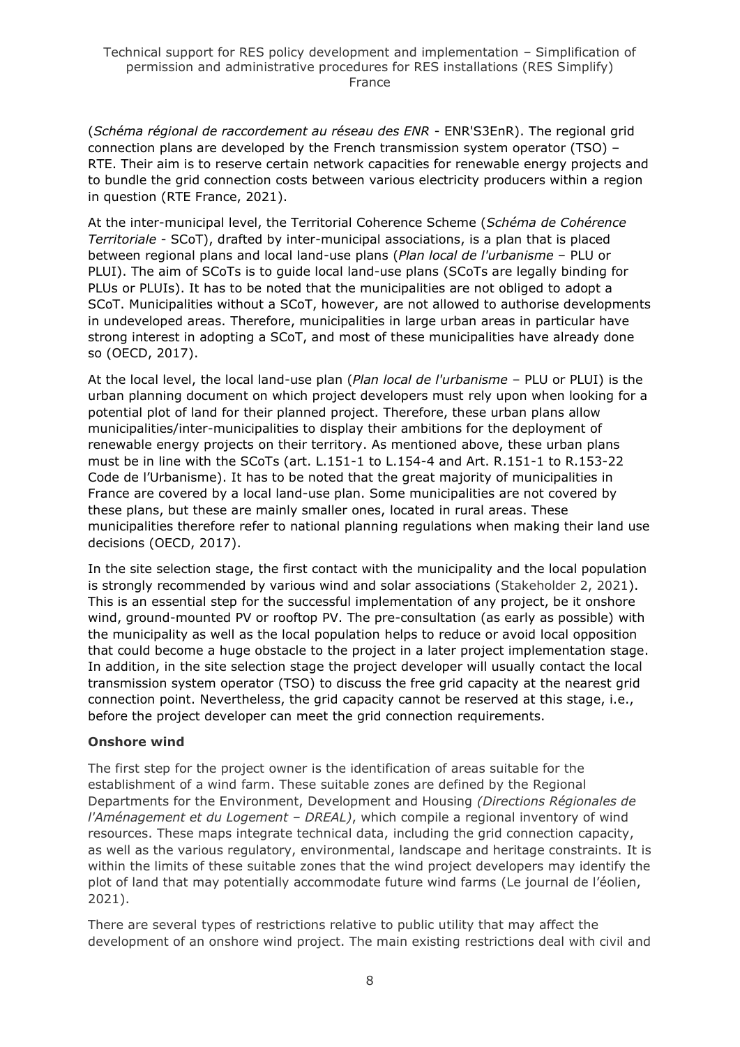(*Schéma régional de raccordement au réseau des ENR* - ENR'S3EnR). The regional grid connection plans are developed by the French transmission system operator (TSO) – RTE. Their aim is to reserve certain network capacities for renewable energy projects and to bundle the grid connection costs between various electricity producers within a region in question (RTE France, 2021).

At the inter-municipal level, the Territorial Coherence Scheme (*Schéma de Cohérence Territoriale* - SCoT), drafted by inter-municipal associations, is a plan that is placed between regional plans and local land-use plans (*Plan local de l'urbanisme* – PLU or PLUI). The aim of SCoTs is to guide local land-use plans (SCoTs are legally binding for PLUs or PLUIs). It has to be noted that the municipalities are not obliged to adopt a SCoT. Municipalities without a SCoT, however, are not allowed to authorise developments in undeveloped areas. Therefore, municipalities in large urban areas in particular have strong interest in adopting a SCoT, and most of these municipalities have already done so (OECD, 2017).

At the local level, the local land-use plan (*Plan local de l'urbanisme* – PLU or PLUI) is the urban planning document on which project developers must rely upon when looking for a potential plot of land for their planned project. Therefore, these urban plans allow municipalities/inter-municipalities to display their ambitions for the deployment of renewable energy projects on their territory. As mentioned above, these urban plans must be in line with the SCoTs (art. L.151-1 to L.154-4 and Art. R.151-1 to R.153-22 Code de l'Urbanisme). It has to be noted that the great majority of municipalities in France are covered by a local land-use plan. Some municipalities are not covered by these plans, but these are mainly smaller ones, located in rural areas. These municipalities therefore refer to national planning regulations when making their land use decisions (OECD, 2017).

In the site selection stage, the first contact with the municipality and the local population is strongly recommended by various wind and solar associations (Stakeholder 2, 2021). This is an essential step for the successful implementation of any project, be it onshore wind, ground-mounted PV or rooftop PV. The pre-consultation (as early as possible) with the municipality as well as the local population helps to reduce or avoid local opposition that could become a huge obstacle to the project in a later project implementation stage. In addition, in the site selection stage the project developer will usually contact the local transmission system operator (TSO) to discuss the free grid capacity at the nearest grid connection point. Nevertheless, the grid capacity cannot be reserved at this stage, i.e., before the project developer can meet the grid connection requirements.

**Onshore wind**

The first step for the project owner is the identification of areas suitable for the establishment of a wind farm. These suitable zones are defined by the Regional Departments for the Environment, Development and Housing *(Directions Régionales de l'Aménagement et du Logement – DREAL)*, which compile a regional inventory of wind resources. These maps integrate technical data, including the grid connection capacity, as well as the various regulatory, environmental, landscape and heritage constraints. It is within the limits of these suitable zones that the wind project developers may identify the plot of land that may potentially accommodate future wind farms (Le journal de l'éolien, 2021).

There are several types of restrictions relative to public utility that may affect the development of an onshore wind project. The main existing restrictions deal with civil and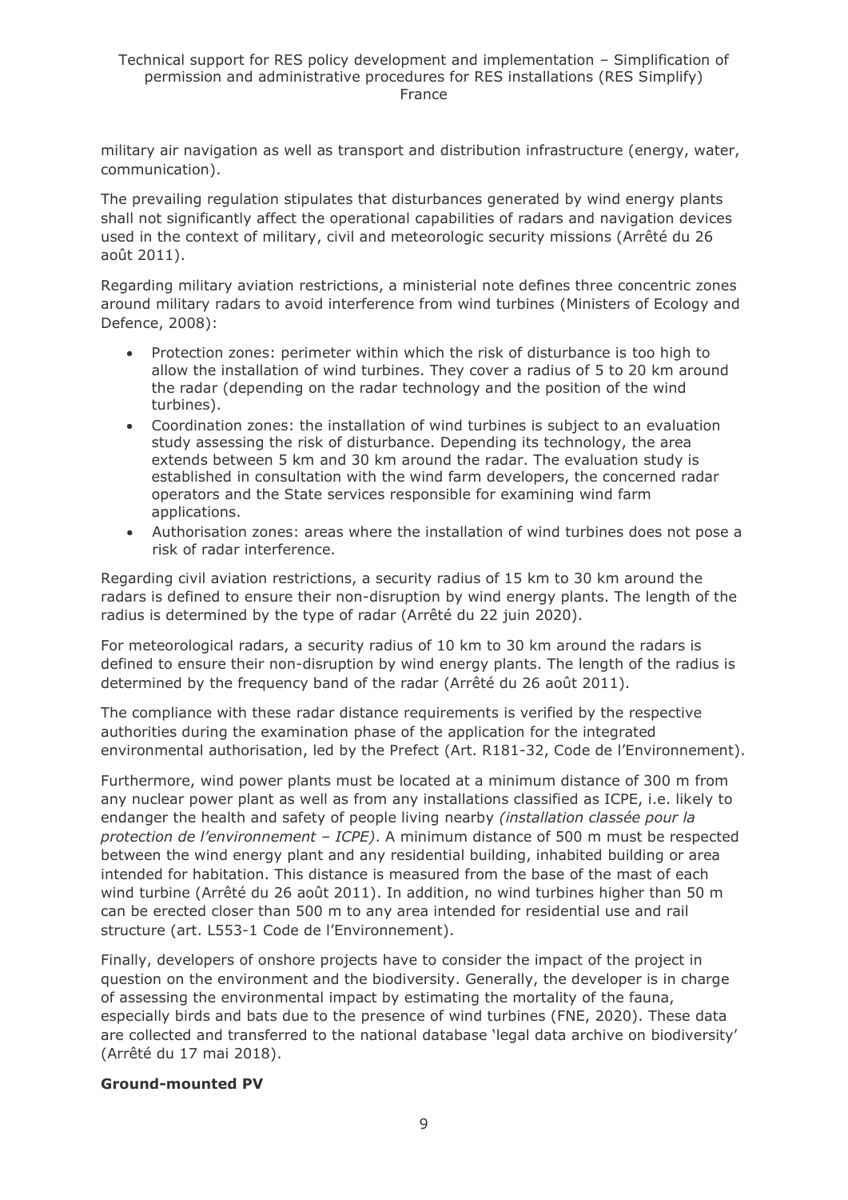military air navigation as well as transport and distribution infrastructure (energy, water, communication).

The prevailing regulation stipulates that disturbances generated by wind energy plants shall not significantly affect the operational capabilities of radars and navigation devices used in the context of military, civil and meteorologic security missions (Arrêté du 26 août 2011).

Regarding military aviation restrictions, a ministerial note defines three concentric zones around military radars to avoid interference from wind turbines (Ministers of Ecology and Defence, 2008):

- Protection zones: perimeter within which the risk of disturbance is too high to allow the installation of wind turbines. They cover a radius of 5 to 20 km around the radar (depending on the radar technology and the position of the wind turbines).
- Coordination zones: the installation of wind turbines is subject to an evaluation study assessing the risk of disturbance. Depending its technology, the area extends between 5 km and 30 km around the radar. The evaluation study is established in consultation with the wind farm developers, the concerned radar operators and the State services responsible for examining wind farm applications.
- Authorisation zones: areas where the installation of wind turbines does not pose a risk of radar interference.

Regarding civil aviation restrictions, a security radius of 15 km to 30 km around the radars is defined to ensure their non-disruption by wind energy plants. The length of the radius is determined by the type of radar (Arrêté du 22 juin 2020).

For meteorological radars, a security radius of 10 km to 30 km around the radars is defined to ensure their non-disruption by wind energy plants. The length of the radius is determined by the frequency band of the radar (Arrêté du 26 août 2011).

The compliance with these radar distance requirements is verified by the respective authorities during the examination phase of the application for the integrated environmental authorisation, led by the Prefect (Art. R181-32, Code de l'Environnement).

Furthermore, wind power plants must be located at a minimum distance of 300 m from any nuclear power plant as well as from any installations classified as ICPE, i.e. likely to endanger the health and safety of people living nearby *(installation classée pour la protection de l'environnement – ICPE)*. A minimum distance of 500 m must be respected between the wind energy plant and any residential building, inhabited building or area intended for habitation. This distance is measured from the base of the mast of each wind turbine (Arrêté du 26 août 2011). In addition, no wind turbines higher than 50 m can be erected closer than 500 m to any area intended for residential use and rail structure (art. L553-1 Code de l'Environnement).

Finally, developers of onshore projects have to consider the impact of the project in question on the environment and the biodiversity. Generally, the developer is in charge of assessing the environmental impact by estimating the mortality of the fauna, especially birds and bats due to the presence of wind turbines (FNE, 2020). These data are collected and transferred to the national database 'legal data archive on biodiversity' (Arrêté du 17 mai 2018).

**Ground-mounted PV**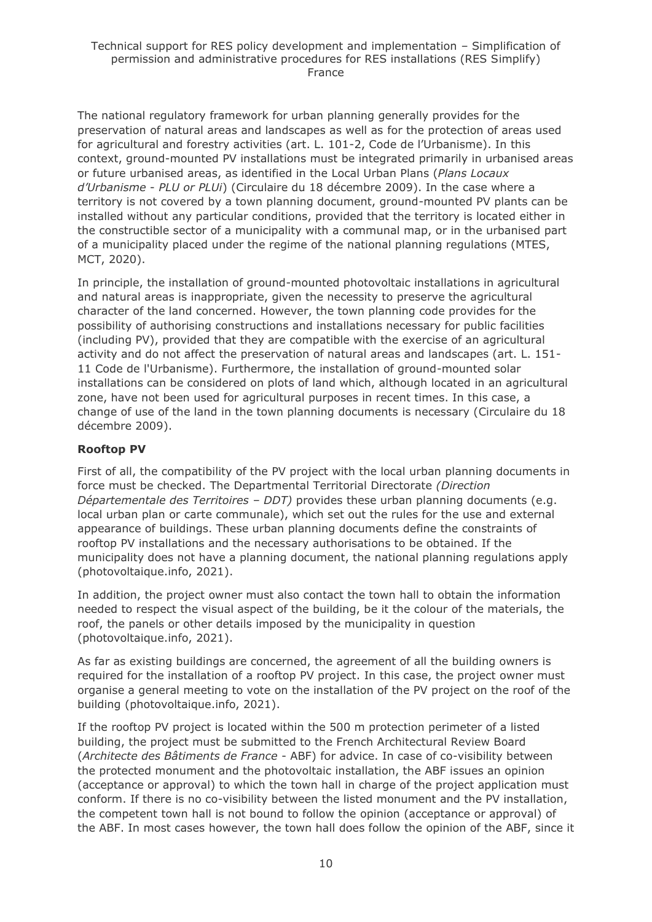The national regulatory framework for urban planning generally provides for the preservation of natural areas and landscapes as well as for the protection of areas used for agricultural and forestry activities (art. L. 101-2, Code de l'Urbanisme). In this context, ground-mounted PV installations must be integrated primarily in urbanised areas or future urbanised areas, as identified in the Local Urban Plans (*Plans Locaux d'Urbanisme - PLU or PLUi*) (Circulaire du 18 décembre 2009). In the case where a territory is not covered by a town planning document, ground-mounted PV plants can be installed without any particular conditions, provided that the territory is located either in the constructible sector of a municipality with a communal map, or in the urbanised part of a municipality placed under the regime of the national planning regulations (MTES, MCT, 2020).

In principle, the installation of ground-mounted photovoltaic installations in agricultural and natural areas is inappropriate, given the necessity to preserve the agricultural character of the land concerned. However, the town planning code provides for the possibility of authorising constructions and installations necessary for public facilities (including PV), provided that they are compatible with the exercise of an agricultural activity and do not affect the preservation of natural areas and landscapes (art. L. 151-11 Code de l'Urbanisme). Furthermore, the installation of ground-mounted solar installations can be considered on plots of land which, although located in an agricultural zone, have not been used for agricultural purposes in recent times. In this case, a change of use of the land in the town planning documents is necessary (Circulaire du 18 décembre 2009).

**Rooftop PV**

First of all, the compatibility of the PV project with the local urban planning documents in force must be checked. The Departmental Territorial Directorate *(Direction Départementale des Territoires – DDT)* provides these urban planning documents (e.g. local urban plan or carte communale), which set out the rules for the use and external appearance of buildings. These urban planning documents define the constraints of rooftop PV installations and the necessary authorisations to be obtained. If the municipality does not have a planning document, the national planning regulations apply (photovoltaique.info, 2021).

In addition, the project owner must also contact the town hall to obtain the information needed to respect the visual aspect of the building, be it the colour of the materials, the roof, the panels or other details imposed by the municipality in question (photovoltaique.info, 2021).

As far as existing buildings are concerned, the agreement of all the building owners is required for the installation of a rooftop PV project. In this case, the project owner must organise a general meeting to vote on the installation of the PV project on the roof of the building (photovoltaique.info, 2021).

If the rooftop PV project is located within the 500 m protection perimeter of a listed building, the project must be submitted to the French Architectural Review Board (*Architecte des Bâtiments de France* - ABF) for advice. In case of co-visibility between the protected monument and the photovoltaic installation, the ABF issues an opinion (acceptance or approval) to which the town hall in charge of the project application must conform. If there is no co-visibility between the listed monument and the PV installation, the competent town hall is not bound to follow the opinion (acceptance or approval) of the ABF. In most cases however, the town hall does follow the opinion of the ABF, since it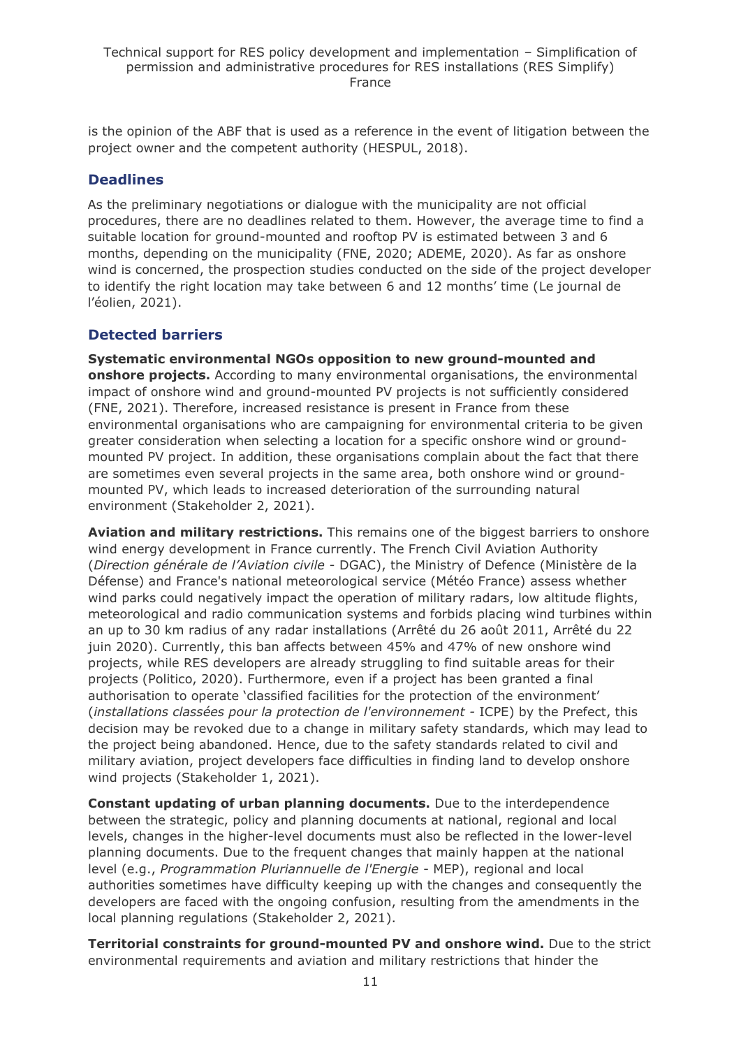is the opinion of the ABF that is used as a reference in the event of litigation between the project owner and the competent authority (HESPUL, 2018).

### Deadlines

As the preliminary negotiations or dialogue with the municipality are not official procedures, there are no deadlines related to them. However, the average time to find a suitable location for ground-mounted and rooftop PV is estimated between 3 and 6 months, depending on the municipality (FNE, 2020; ADEME, 2020). As far as onshore wind is concerned, the prospection studies conducted on the side of the project developer to identify the right location may take between 6 and 12 months' time (Le journal de l'éolien, 2021).

### Detected barriers

**Systematic environmental NGOs opposition to new ground-mounted and onshore projects.** According to many environmental organisations, the environmental impact of onshore wind and ground-mounted PV projects is not sufficiently considered (FNE, 2021). Therefore, increased resistance is present in France from these environmental organisations who are campaigning for environmental criteria to be given greater consideration when selecting a location for a specific onshore wind or ground-mounted PV project. In addition, these organisations complain about the fact that there are sometimes even several projects in the same area, both onshore wind or ground-mounted PV, which leads to increased deterioration of the surrounding natural environment (Stakeholder 2, 2021).

**Aviation and military restrictions.** This remains one of the biggest barriers to onshore wind energy development in France currently. The French Civil Aviation Authority (*Direction générale de l'Aviation civile* - DGAC), the Ministry of Defence (Ministère de la Défense) and France's national meteorological service (Météo France) assess whether wind parks could negatively impact the operation of military radars, low altitude flights, meteorological and radio communication systems and forbids placing wind turbines within an up to 30 km radius of any radar installations (Arrêté du 26 août 2011, Arrêté du 22 juin 2020). Currently, this ban affects between 45% and 47% of new onshore wind projects, while RES developers are already struggling to find suitable areas for their projects (Politico, 2020). Furthermore, even if a project has been granted a final authorisation to operate 'classified facilities for the protection of the environment' (*installations classées pour la protection de l'environnement* - ICPE) by the Prefect, this decision may be revoked due to a change in military safety standards, which may lead to the project being abandoned. Hence, due to the safety standards related to civil and military aviation, project developers face difficulties in finding land to develop onshore wind projects (Stakeholder 1, 2021).

**Constant updating of urban planning documents.** Due to the interdependence between the strategic, policy and planning documents at national, regional and local levels, changes in the higher-level documents must also be reflected in the lower-level planning documents. Due to the frequent changes that mainly happen at the national level (e.g., *Programmation Pluriannuelle de l'Energie* - MEP), regional and local authorities sometimes have difficulty keeping up with the changes and consequently the developers are faced with the ongoing confusion, resulting from the amendments in the local planning regulations (Stakeholder 2, 2021).

**Territorial constraints for ground-mounted PV and onshore wind.** Due to the strict environmental requirements and aviation and military restrictions that hinder the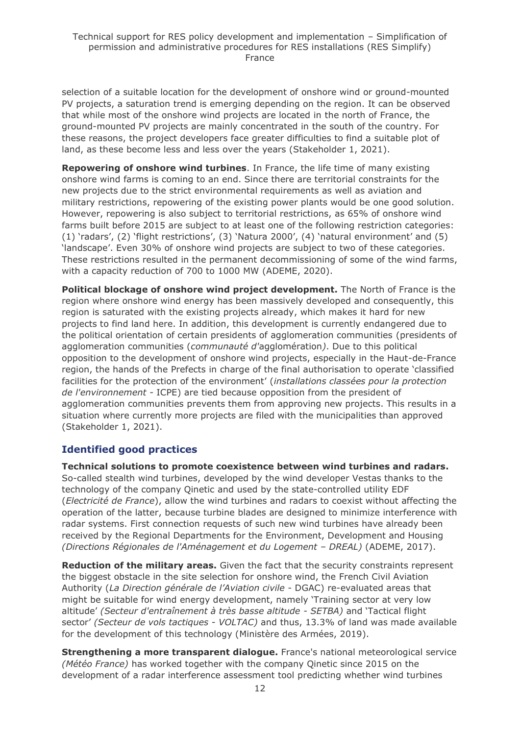selection of a suitable location for the development of onshore wind or ground-mounted PV projects, a saturation trend is emerging depending on the region. It can be observed that while most of the onshore wind projects are located in the north of France, the ground-mounted PV projects are mainly concentrated in the south of the country. For these reasons, the project developers face greater difficulties to find a suitable plot of land, as these become less and less over the years (Stakeholder 1, 2021).

**Repowering of onshore wind turbines**. In France, the life time of many existing onshore wind farms is coming to an end. Since there are territorial constraints for the new projects due to the strict environmental requirements as well as aviation and military restrictions, repowering of the existing power plants would be one good solution. However, repowering is also subject to territorial restrictions, as 65% of onshore wind farms built before 2015 are subject to at least one of the following restriction categories: (1) 'radars', (2) 'flight restrictions', (3) 'Natura 2000', (4) 'natural environment' and (5) 'landscape'. Even 30% of onshore wind projects are subject to two of these categories. These restrictions resulted in the permanent decommissioning of some of the wind farms, with a capacity reduction of 700 to 1000 MW (ADEME, 2020).

**Political blockage of onshore wind project development.** The North of France is the region where onshore wind energy has been massively developed and consequently, this region is saturated with the existing projects already, which makes it hard for new projects to find land here. In addition, this development is currently endangered due to the political orientation of certain presidents of agglomeration communities (presidents of agglomeration communities (*communauté d'*agglomération). Due to this political opposition to the development of onshore wind projects, especially in the Haut-de-France region, the hands of the Prefects in charge of the final authorisation to operate 'classified facilities for the protection of the environment' (*installations classées pour la protection de l'environnement* - ICPE) are tied because opposition from the president of agglomeration communities prevents them from approving new projects. This results in a situation where currently more projects are filed with the municipalities than approved (Stakeholder 1, 2021).

## Identified good practices

**Technical solutions to promote coexistence between wind turbines and radars.** So-called stealth wind turbines, developed by the wind developer Vestas thanks to the technology of the company Qinetic and used by the state-controlled utility EDF (*Electricité de France*), allow the wind turbines and radars to coexist without affecting the operation of the latter, because turbine blades are designed to minimize interference with radar systems. First connection requests of such new wind turbines have already been received by the Regional Departments for the Environment, Development and Housing *(Directions Régionales de l'Aménagement et du Logement – DREAL)* (ADEME, 2017).

**Reduction of the military areas.** Given the fact that the security constraints represent the biggest obstacle in the site selection for onshore wind, the French Civil Aviation Authority (*La Direction générale de l'Aviation civile* - DGAC) re-evaluated areas that might be suitable for wind energy development, namely 'Training sector at very low altitude' *(Secteur d'entraînement à très basse altitude - SETBA)* and 'Tactical flight sector' *(Secteur de vols tactiques - VOLTAC)* and thus, 13.3% of land was made available for the development of this technology (Ministère des Armées, 2019).

**Strengthening a more transparent dialogue.** France's national meteorological service *(Météo France)* has worked together with the company Qinetic since 2015 on the development of a radar interference assessment tool predicting whether wind turbines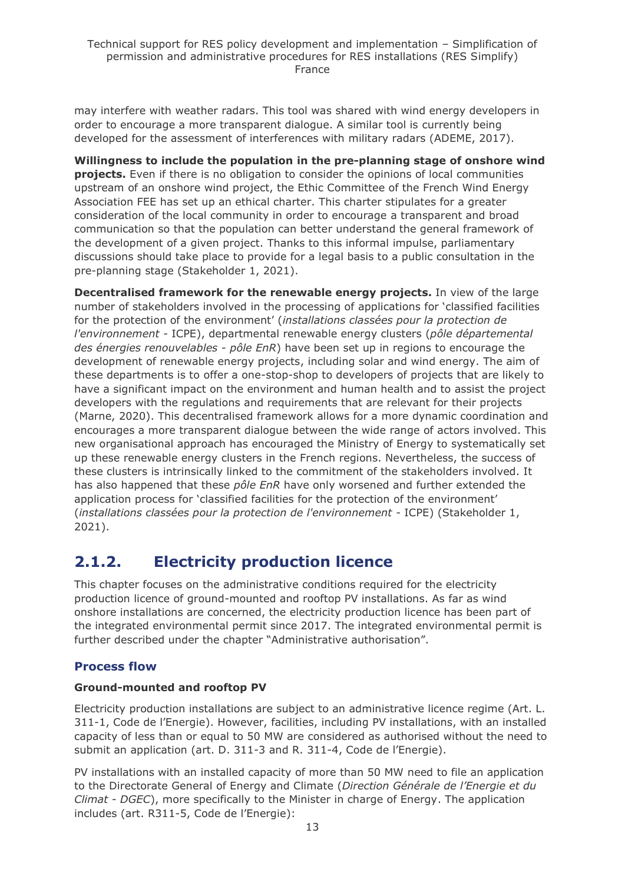may interfere with weather radars. This tool was shared with wind energy developers in order to encourage a more transparent dialogue. A similar tool is currently being developed for the assessment of interferences with military radars (ADEME, 2017).

**Willingness to include the population in the pre-planning stage of onshore wind projects.** Even if there is no obligation to consider the opinions of local communities upstream of an onshore wind project, the Ethic Committee of the French Wind Energy Association FEE has set up an ethical charter. This charter stipulates for a greater consideration of the local community in order to encourage a transparent and broad communication so that the population can better understand the general framework of the development of a given project. Thanks to this informal impulse, parliamentary discussions should take place to provide for a legal basis to a public consultation in the pre-planning stage (Stakeholder 1, 2021).

**Decentralised framework for the renewable energy projects.** In view of the large number of stakeholders involved in the processing of applications for 'classified facilities for the protection of the environment' (*installations classées pour la protection de l'environnement* - ICPE), departmental renewable energy clusters (*pôle départemental des énergies renouvelables - pôle EnR*) have been set up in regions to encourage the development of renewable energy projects, including solar and wind energy. The aim of these departments is to offer a one-stop-shop to developers of projects that are likely to have a significant impact on the environment and human health and to assist the project developers with the regulations and requirements that are relevant for their projects (Marne, 2020). This decentralised framework allows for a more dynamic coordination and encourages a more transparent dialogue between the wide range of actors involved. This new organisational approach has encouraged the Ministry of Energy to systematically set up these renewable energy clusters in the French regions. Nevertheless, the success of these clusters is intrinsically linked to the commitment of the stakeholders involved. It has also happened that these *pôle EnR* have only worsened and further extended the application process for 'classified facilities for the protection of the environment' (*installations classées pour la protection de l'environnement* - ICPE) (Stakeholder 1, 2021).

## 2.1.2. Electricity production licence

This chapter focuses on the administrative conditions required for the electricity production licence of ground-mounted and rooftop PV installations. As far as wind onshore installations are concerned, the electricity production licence has been part of the integrated environmental permit since 2017. The integrated environmental permit is further described under the chapter "Administrative authorisation".

### Process flow

#### Ground-mounted and rooftop PV

Electricity production installations are subject to an administrative licence regime (Art. L. 311-1, Code de l'Energie). However, facilities, including PV installations, with an installed capacity of less than or equal to 50 MW are considered as authorised without the need to submit an application (art. D. 311-3 and R. 311-4, Code de l'Energie).

PV installations with an installed capacity of more than 50 MW need to file an application to the Directorate General of Energy and Climate (*Direction Générale de l'Energie et du Climat - DGEC*), more specifically to the Minister in charge of Energy. The application includes (art. R311-5, Code de l'Energie):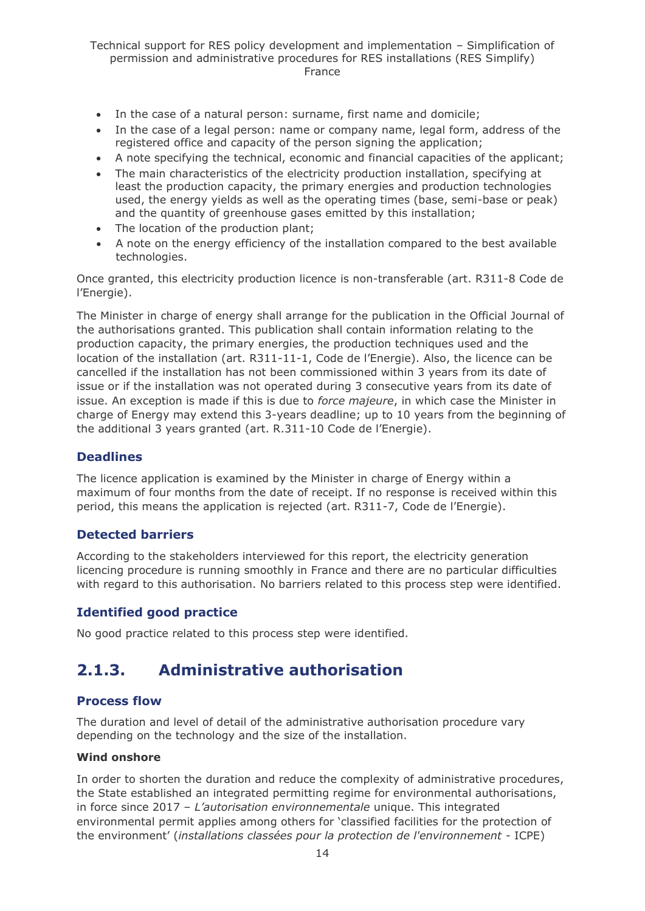- In the case of a natural person: surname, first name and domicile;
- In the case of a legal person: name or company name, legal form, address of the registered office and capacity of the person signing the application;
- A note specifying the technical, economic and financial capacities of the applicant;
- The main characteristics of the electricity production installation, specifying at least the production capacity, the primary energies and production technologies used, the energy yields as well as the operating times (base, semi-base or peak) and the quantity of greenhouse gases emitted by this installation;
- The location of the production plant;
- A note on the energy efficiency of the installation compared to the best available technologies.

Once granted, this electricity production licence is non-transferable (art. R311-8 Code de l'Energie).

The Minister in charge of energy shall arrange for the publication in the Official Journal of the authorisations granted. This publication shall contain information relating to the production capacity, the primary energies, the production techniques used and the location of the installation (art. R311-11-1, Code de l'Energie). Also, the licence can be cancelled if the installation has not been commissioned within 3 years from its date of issue or if the installation was not operated during 3 consecutive years from its date of issue. An exception is made if this is due to *force majeure*, in which case the Minister in charge of Energy may extend this 3-years deadline; up to 10 years from the beginning of the additional 3 years granted (art. R.311-10 Code de l'Energie).

### Deadlines

The licence application is examined by the Minister in charge of Energy within a maximum of four months from the date of receipt. If no response is received within this period, this means the application is rejected (art. R311-7, Code de l'Energie).

### Detected barriers

According to the stakeholders interviewed for this report, the electricity generation licencing procedure is running smoothly in France and there are no particular difficulties with regard to this authorisation. No barriers related to this process step were identified.

### Identified good practice

No good practice related to this process step were identified.

## 2.1.3. Administrative authorisation

### Process flow

The duration and level of detail of the administrative authorisation procedure vary depending on the technology and the size of the installation.

#### Wind onshore

In order to shorten the duration and reduce the complexity of administrative procedures, the State established an integrated permitting regime for environmental authorisations, in force since 2017 – *L'autorisation environnementale* unique. This integrated environmental permit applies among others for 'classified facilities for the protection of the environment' (*installations classées pour la protection de l'environnement* - ICPE)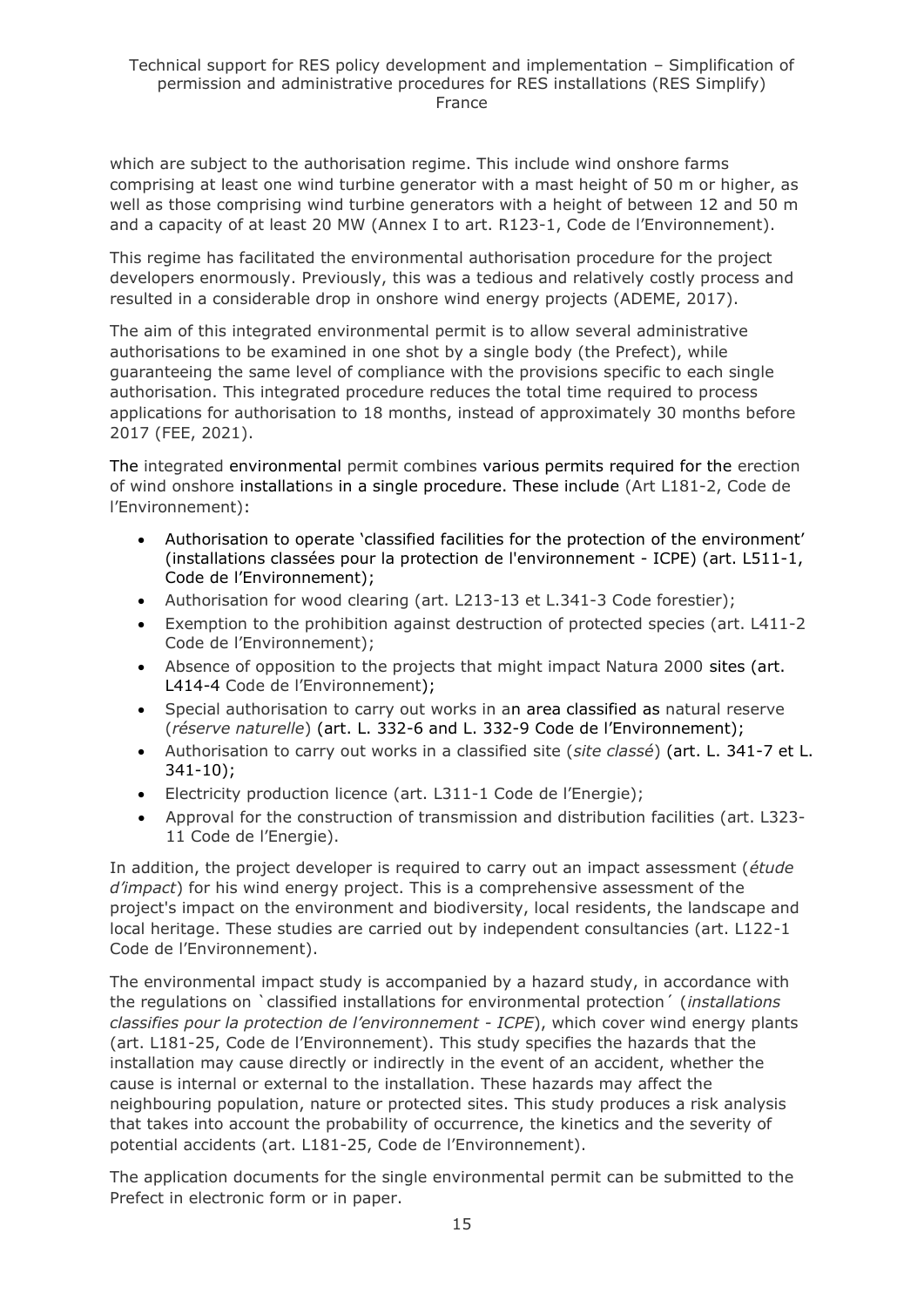which are subject to the authorisation regime. This include wind onshore farms comprising at least one wind turbine generator with a mast height of 50 m or higher, as well as those comprising wind turbine generators with a height of between 12 and 50 m and a capacity of at least 20 MW (Annex I to art. R123-1, Code de l'Environnement).

This regime has facilitated the environmental authorisation procedure for the project developers enormously. Previously, this was a tedious and relatively costly process and resulted in a considerable drop in onshore wind energy projects (ADEME, 2017).

The aim of this integrated environmental permit is to allow several administrative authorisations to be examined in one shot by a single body (the Prefect), while guaranteeing the same level of compliance with the provisions specific to each single authorisation. This integrated procedure reduces the total time required to process applications for authorisation to 18 months, instead of approximately 30 months before 2017 (FEE, 2021).

The integrated environmental permit combines various permits required for the erection of wind onshore installations in a single procedure. These include (Art L181-2, Code de l'Environnement):

- Authorisation to operate 'classified facilities for the protection of the environment' (installations classées pour la protection de l'environnement - ICPE) (art. L511-1, Code de l'Environnement);
- Authorisation for wood clearing (art. L213-13 et L.341-3 Code forestier);
- Exemption to the prohibition against destruction of protected species (art. L411-2 Code de l'Environnement);
- Absence of opposition to the projects that might impact Natura 2000 sites (art. L414-4 Code de l'Environnement);
- Special authorisation to carry out works in an area classified as natural reserve (*réserve naturelle*) (art. L. 332-6 and L. 332-9 Code de l'Environnement);
- Authorisation to carry out works in a classified site (*site classé*) (art. L. 341-7 et L. 341-10);
- Electricity production licence (art. L311-1 Code de l'Energie);
- Approval for the construction of transmission and distribution facilities (art. L323-11 Code de l'Energie).

In addition, the project developer is required to carry out an impact assessment (*étude d'impact*) for his wind energy project. This is a comprehensive assessment of the project's impact on the environment and biodiversity, local residents, the landscape and local heritage. These studies are carried out by independent consultancies (art. L122-1 Code de l'Environnement).

The environmental impact study is accompanied by a hazard study, in accordance with the regulations on `classified installations for environmental protection´ (*installations classifies pour la protection de l'environnement - ICPE*), which cover wind energy plants (art. L181-25, Code de l'Environnement). This study specifies the hazards that the installation may cause directly or indirectly in the event of an accident, whether the cause is internal or external to the installation. These hazards may affect the neighbouring population, nature or protected sites. This study produces a risk analysis that takes into account the probability of occurrence, the kinetics and the severity of potential accidents (art. L181-25, Code de l'Environnement).

The application documents for the single environmental permit can be submitted to the Prefect in electronic form or in paper.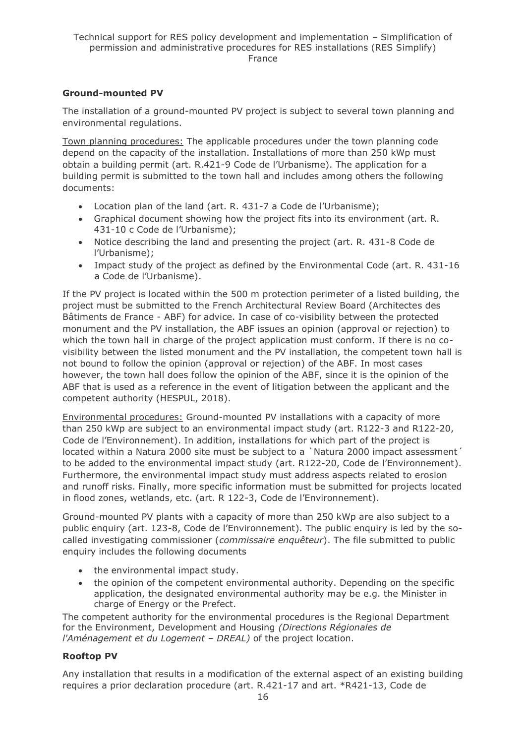### Ground-mounted PV

The installation of a ground-mounted PV project is subject to several town planning and environmental regulations.

Town planning procedures: The applicable procedures under the town planning code depend on the capacity of the installation. Installations of more than 250 kWp must obtain a building permit (art. R.421-9 Code de l'Urbanisme). The application for a building permit is submitted to the town hall and includes among others the following documents:

- Location plan of the land (art. R. 431-7 a Code de l'Urbanisme);
- Graphical document showing how the project fits into its environment (art. R. 431-10 c Code de l'Urbanisme);
- Notice describing the land and presenting the project (art. R. 431-8 Code de l'Urbanisme);
- Impact study of the project as defined by the Environmental Code (art. R. 431-16 a Code de l'Urbanisme).

If the PV project is located within the 500 m protection perimeter of a listed building, the project must be submitted to the French Architectural Review Board (Architectes des Bâtiments de France - ABF) for advice. In case of co-visibility between the protected monument and the PV installation, the ABF issues an opinion (approval or rejection) to which the town hall in charge of the project application must conform. If there is no co-visibility between the listed monument and the PV installation, the competent town hall is not bound to follow the opinion (approval or rejection) of the ABF. In most cases however, the town hall does follow the opinion of the ABF, since it is the opinion of the ABF that is used as a reference in the event of litigation between the applicant and the competent authority (HESPUL, 2018).

Environmental procedures: Ground-mounted PV installations with a capacity of more than 250 kWp are subject to an environmental impact study (art. R122-3 and R122-20, Code de l'Environnement). In addition, installations for which part of the project is located within a Natura 2000 site must be subject to a `Natura 2000 impact assessment´ to be added to the environmental impact study (art. R122-20, Code de l'Environnement). Furthermore, the environmental impact study must address aspects related to erosion and runoff risks. Finally, more specific information must be submitted for projects located in flood zones, wetlands, etc. (art. R 122-3, Code de l'Environnement).

Ground-mounted PV plants with a capacity of more than 250 kWp are also subject to a public enquiry (art. 123-8, Code de l'Environnement). The public enquiry is led by the so-called investigating commissioner (*commissaire enquêteur*). The file submitted to public enquiry includes the following documents

- the environmental impact study.
- the opinion of the competent environmental authority. Depending on the specific application, the designated environmental authority may be e.g. the Minister in charge of Energy or the Prefect.

The competent authority for the environmental procedures is the Regional Department for the Environment, Development and Housing *(Directions Régionales de l'Aménagement et du Logement – DREAL)* of the project location.

### Rooftop PV

Any installation that results in a modification of the external aspect of an existing building requires a prior declaration procedure (art. R.421-17 and art. *R421-13, Code de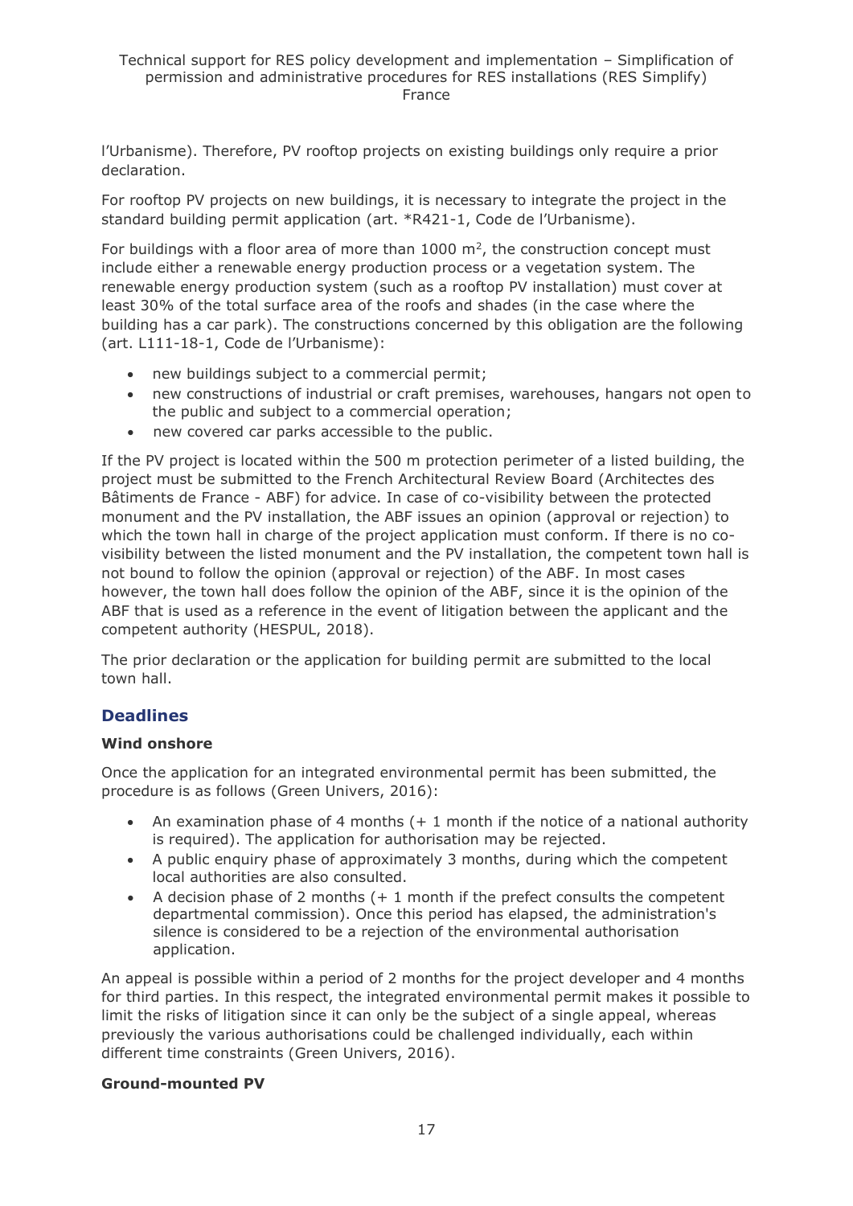l'Urbanisme). Therefore, PV rooftop projects on existing buildings only require a prior declaration.

For rooftop PV projects on new buildings, it is necessary to integrate the project in the standard building permit application (art. *R421-1, Code de l'Urbanisme).

For buildings with a floor area of more than 1000 $m^2$, the construction concept must include either a renewable energy production process or a vegetation system. The renewable energy production system (such as a rooftop PV installation) must cover at least 30% of the total surface area of the roofs and shades (in the case where the building has a car park). The constructions concerned by this obligation are the following (art. L111-18-1, Code de l'Urbanisme):

- new buildings subject to a commercial permit;
- new constructions of industrial or craft premises, warehouses, hangars not open to the public and subject to a commercial operation;
- new covered car parks accessible to the public.

If the PV project is located within the 500 m protection perimeter of a listed building, the project must be submitted to the French Architectural Review Board (Architectes des Bâtiments de France - ABF) for advice. In case of co-visibility between the protected monument and the PV installation, the ABF issues an opinion (approval or rejection) to which the town hall in charge of the project application must conform. If there is no co-visibility between the listed monument and the PV installation, the competent town hall is not bound to follow the opinion (approval or rejection) of the ABF. In most cases however, the town hall does follow the opinion of the ABF, since it is the opinion of the ABF that is used as a reference in the event of litigation between the applicant and the competent authority (HESPUL, 2018).

The prior declaration or the application for building permit are submitted to the local town hall.

## Deadlines

**Wind onshore**

Once the application for an integrated environmental permit has been submitted, the procedure is as follows (Green Univers, 2016):

- An examination phase of 4 months (+ 1 month if the notice of a national authority is required). The application for authorisation may be rejected.
- A public enquiry phase of approximately 3 months, during which the competent local authorities are also consulted.
- A decision phase of 2 months (+ 1 month if the prefect consults the competent departmental commission). Once this period has elapsed, the administration's silence is considered to be a rejection of the environmental authorisation application.

An appeal is possible within a period of 2 months for the project developer and 4 months for third parties. In this respect, the integrated environmental permit makes it possible to limit the risks of litigation since it can only be the subject of a single appeal, whereas previously the various authorisations could be challenged individually, each within different time constraints (Green Univers, 2016).

**Ground-mounted PV**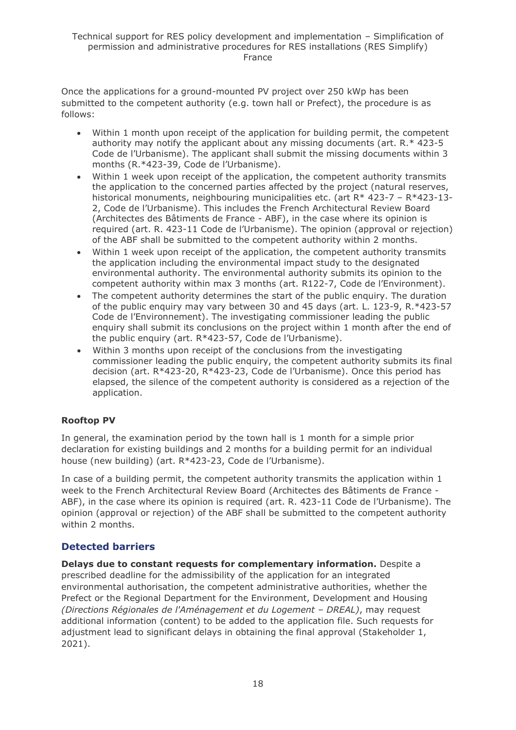Once the applications for a ground-mounted PV project over 250 kWp has been submitted to the competent authority (e.g. town hall or Prefect), the procedure is as follows:

- Within 1 month upon receipt of the application for building permit, the competent authority may notify the applicant about any missing documents (art. R.* 423-5 Code de l'Urbanisme). The applicant shall submit the missing documents within 3 months (R.*423-39, Code de l'Urbanisme).
- Within 1 week upon receipt of the application, the competent authority transmits the application to the concerned parties affected by the project (natural reserves, historical monuments, neighbouring municipalities etc. (art R* 423-7 – R*423-13-2, Code de l'Urbanisme). This includes the French Architectural Review Board (Architectes des Bâtiments de France - ABF), in the case where its opinion is required (art. R. 423-11 Code de l'Urbanisme). The opinion (approval or rejection) of the ABF shall be submitted to the competent authority within 2 months.
- Within 1 week upon receipt of the application, the competent authority transmits the application including the environmental impact study to the designated environmental authority. The environmental authority submits its opinion to the competent authority within max 3 months (art. R122-7, Code de l'Environment).
- The competent authority determines the start of the public enquiry. The duration of the public enquiry may vary between 30 and 45 days (art. L. 123-9, R.*423-57 Code de l'Environnement). The investigating commissioner leading the public enquiry shall submit its conclusions on the project within 1 month after the end of the public enquiry (art. R*423-57, Code de l'Urbanisme).
- Within 3 months upon receipt of the conclusions from the investigating commissioner leading the public enquiry, the competent authority submits its final decision (art. R*423-20, R*423-23, Code de l'Urbanisme). Once this period has elapsed, the silence of the competent authority is considered as a rejection of the application.

**Rooftop PV**

In general, the examination period by the town hall is 1 month for a simple prior declaration for existing buildings and 2 months for a building permit for an individual house (new building) (art. R*423-23, Code de l'Urbanisme).

In case of a building permit, the competent authority transmits the application within 1 week to the French Architectural Review Board (Architectes des Bâtiments de France - ABF), in the case where its opinion is required (art. R. 423-11 Code de l'Urbanisme). The opinion (approval or rejection) of the ABF shall be submitted to the competent authority within 2 months.

## Detected barriers

**Delays due to constant requests for complementary information.** Despite a prescribed deadline for the admissibility of the application for an integrated environmental authorisation, the competent administrative authorities, whether the Prefect or the Regional Department for the Environment, Development and Housing *(Directions Régionales de l'Aménagement et du Logement – DREAL)*, may request additional information (content) to be added to the application file. Such requests for adjustment lead to significant delays in obtaining the final approval (Stakeholder 1, 2021).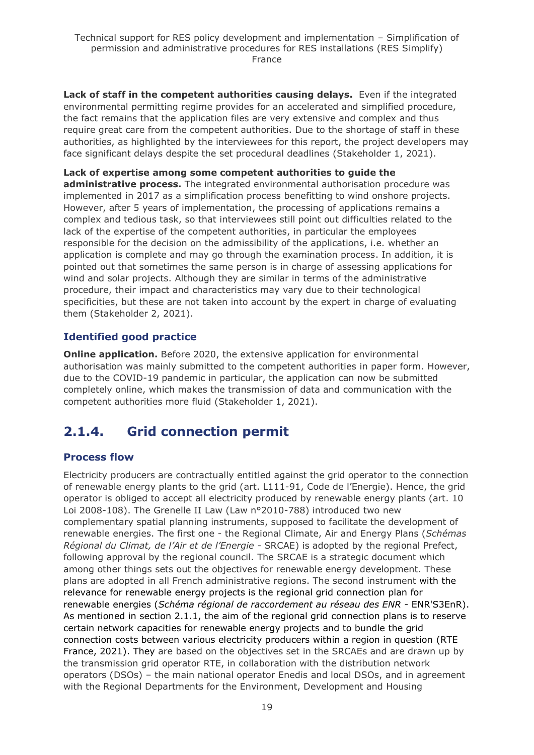**Lack of staff in the competent authorities causing delays.** Even if the integrated environmental permitting regime provides for an accelerated and simplified procedure, the fact remains that the application files are very extensive and complex and thus require great care from the competent authorities. Due to the shortage of staff in these authorities, as highlighted by the interviewees for this report, the project developers may face significant delays despite the set procedural deadlines (Stakeholder 1, 2021).

**Lack of expertise among some competent authorities to guide the administrative process.** The integrated environmental authorisation procedure was implemented in 2017 as a simplification process benefitting to wind onshore projects. However, after 5 years of implementation, the processing of applications remains a complex and tedious task, so that interviewees still point out difficulties related to the lack of the expertise of the competent authorities, in particular the employees responsible for the decision on the admissibility of the applications, i.e. whether an application is complete and may go through the examination process. In addition, it is pointed out that sometimes the same person is in charge of assessing applications for wind and solar projects. Although they are similar in terms of the administrative procedure, their impact and characteristics may vary due to their technological specificities, but these are not taken into account by the expert in charge of evaluating them (Stakeholder 2, 2021).

### Identified good practice

**Online application.** Before 2020, the extensive application for environmental authorisation was mainly submitted to the competent authorities in paper form. However, due to the COVID-19 pandemic in particular, the application can now be submitted completely online, which makes the transmission of data and communication with the competent authorities more fluid (Stakeholder 1, 2021).

## 2.1.4. Grid connection permit

### Process flow

Electricity producers are contractually entitled against the grid operator to the connection of renewable energy plants to the grid (art. L111-91, Code de l'Energie). Hence, the grid operator is obliged to accept all electricity produced by renewable energy plants (art. 10 Loi 2008-108). The Grenelle II Law (Law n°2010-788) introduced two new complementary spatial planning instruments, supposed to facilitate the development of renewable energies. The first one - the Regional Climate, Air and Energy Plans (*Schémas Régional du Climat, de l'Air et de l'Energie* - SRCAE) is adopted by the regional Prefect, following approval by the regional council. The SRCAE is a strategic document which among other things sets out the objectives for renewable energy development. These plans are adopted in all French administrative regions. The second instrument with the relevance for renewable energy projects is the regional grid connection plan for renewable energies (*Schéma régional de raccordement au réseau des ENR* - ENR'S3EnR). As mentioned in section 2.1.1, the aim of the regional grid connection plans is to reserve certain network capacities for renewable energy projects and to bundle the grid connection costs between various electricity producers within a region in question (RTE France, 2021). They are based on the objectives set in the SRCAEs and are drawn up by the transmission grid operator RTE, in collaboration with the distribution network operators (DSOs) – the main national operator Enedis and local DSOs, and in agreement with the Regional Departments for the Environment, Development and Housing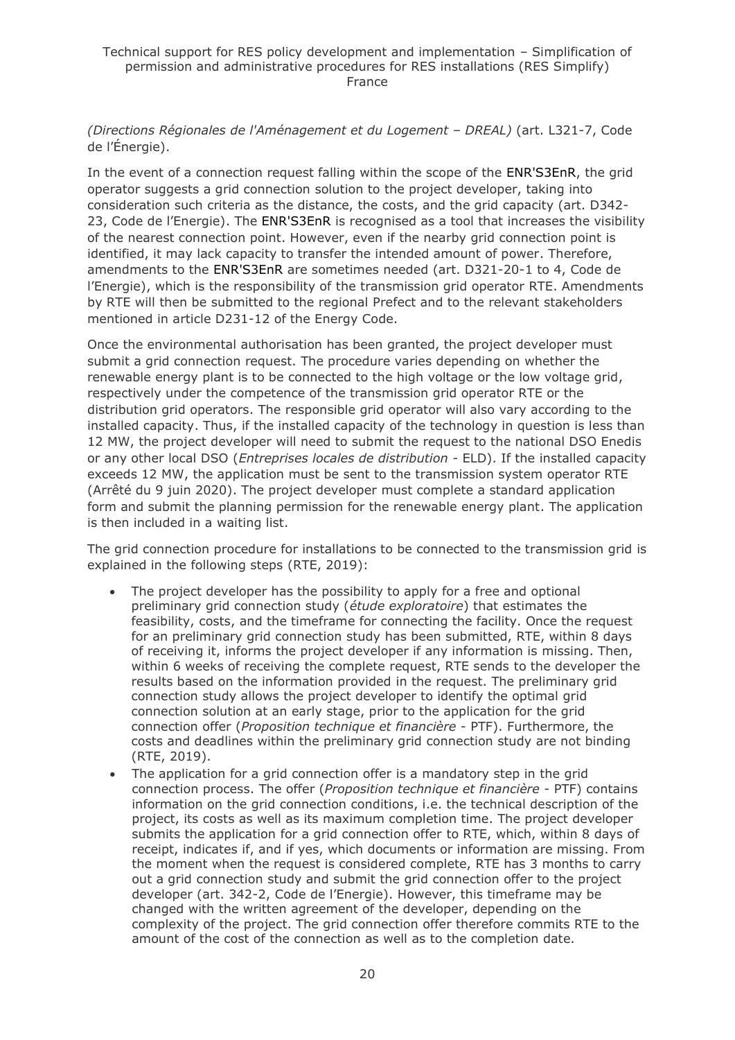*(Directions Régionales de l'Aménagement et du Logement – DREAL)* (art. L321-7, Code de l'Énergie).

In the event of a connection request falling within the scope of the ENR'S3EnR, the grid operator suggests a grid connection solution to the project developer, taking into consideration such criteria as the distance, the costs, and the grid capacity (art. D342-23, Code de l'Energie). The ENR'S3EnR is recognised as a tool that increases the visibility of the nearest connection point. However, even if the nearby grid connection point is identified, it may lack capacity to transfer the intended amount of power. Therefore, amendments to the ENR'S3EnR are sometimes needed (art. D321-20-1 to 4, Code de l'Energie), which is the responsibility of the transmission grid operator RTE. Amendments by RTE will then be submitted to the regional Prefect and to the relevant stakeholders mentioned in article D231-12 of the Energy Code.

Once the environmental authorisation has been granted, the project developer must submit a grid connection request. The procedure varies depending on whether the renewable energy plant is to be connected to the high voltage or the low voltage grid, respectively under the competence of the transmission grid operator RTE or the distribution grid operators. The responsible grid operator will also vary according to the installed capacity. Thus, if the installed capacity of the technology in question is less than 12 MW, the project developer will need to submit the request to the national DSO Enedis or any other local DSO (*Entreprises locales de distribution* - ELD). If the installed capacity exceeds 12 MW, the application must be sent to the transmission system operator RTE (Arrêté du 9 juin 2020). The project developer must complete a standard application form and submit the planning permission for the renewable energy plant. The application is then included in a waiting list.

The grid connection procedure for installations to be connected to the transmission grid is explained in the following steps (RTE, 2019):

- The project developer has the possibility to apply for a free and optional preliminary grid connection study (*étude exploratoire*) that estimates the feasibility, costs, and the timeframe for connecting the facility. Once the request for an preliminary grid connection study has been submitted, RTE, within 8 days of receiving it, informs the project developer if any information is missing. Then, within 6 weeks of receiving the complete request, RTE sends to the developer the results based on the information provided in the request. The preliminary grid connection study allows the project developer to identify the optimal grid connection solution at an early stage, prior to the application for the grid connection offer (*Proposition technique et financière* - PTF). Furthermore, the costs and deadlines within the preliminary grid connection study are not binding (RTE, 2019).
- The application for a grid connection offer is a mandatory step in the grid connection process. The offer (*Proposition technique et financière* - PTF) contains information on the grid connection conditions, i.e. the technical description of the project, its costs as well as its maximum completion time. The project developer submits the application for a grid connection offer to RTE, which, within 8 days of receipt, indicates if, and if yes, which documents or information are missing. From the moment when the request is considered complete, RTE has 3 months to carry out a grid connection study and submit the grid connection offer to the project developer (art. 342-2, Code de l'Energie). However, this timeframe may be changed with the written agreement of the developer, depending on the complexity of the project. The grid connection offer therefore commits RTE to the amount of the cost of the connection as well as to the completion date.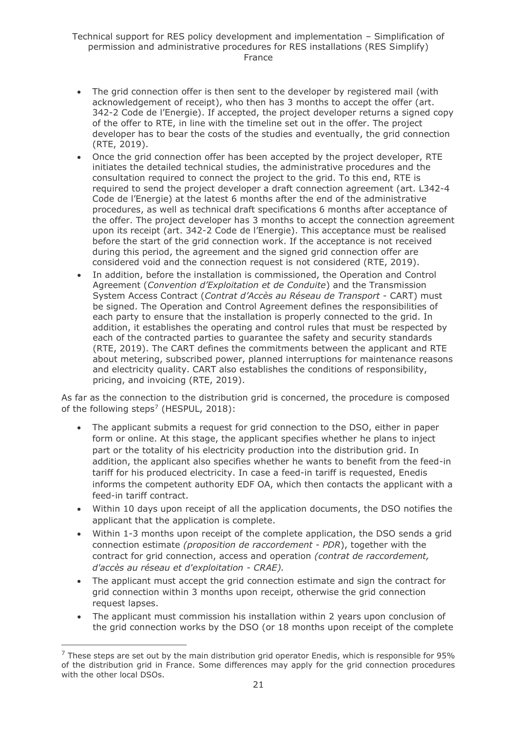- The grid connection offer is then sent to the developer by registered mail (with acknowledgement of receipt), who then has 3 months to accept the offer (art. 342-2 Code de l'Energie). If accepted, the project developer returns a signed copy of the offer to RTE, in line with the timeline set out in the offer. The project developer has to bear the costs of the studies and eventually, the grid connection (RTE, 2019).
- Once the grid connection offer has been accepted by the project developer, RTE initiates the detailed technical studies, the administrative procedures and the consultation required to connect the project to the grid. To this end, RTE is required to send the project developer a draft connection agreement (art. L342-4 Code de l'Energie) at the latest 6 months after the end of the administrative procedures, as well as technical draft specifications 6 months after acceptance of the offer. The project developer has 3 months to accept the connection agreement upon its receipt (art. 342-2 Code de l'Energie). This acceptance must be realised before the start of the grid connection work. If the acceptance is not received during this period, the agreement and the signed grid connection offer are considered void and the connection request is not considered (RTE, 2019).
- In addition, before the installation is commissioned, the Operation and Control Agreement (*Convention d'Exploitation et de Conduite*) and the Transmission System Access Contract (*Contrat d'Accès au Réseau de Transport* - CART) must be signed. The Operation and Control Agreement defines the responsibilities of each party to ensure that the installation is properly connected to the grid. In addition, it establishes the operating and control rules that must be respected by each of the contracted parties to guarantee the safety and security standards (RTE, 2019). The CART defines the commitments between the applicant and RTE about metering, subscribed power, planned interruptions for maintenance reasons and electricity quality. CART also establishes the conditions of responsibility, pricing, and invoicing (RTE, 2019).

As far as the connection to the distribution grid is concerned, the procedure is composed of the following steps[7] (HESPUL, 2018):

- The applicant submits a request for grid connection to the DSO, either in paper form or online. At this stage, the applicant specifies whether he plans to inject part or the totality of his electricity production into the distribution grid. In addition, the applicant also specifies whether he wants to benefit from the feed-in tariff for his produced electricity. In case a feed-in tariff is requested, Enedis informs the competent authority EDF OA, which then contacts the applicant with a feed-in tariff contract.
- Within 10 days upon receipt of all the application documents, the DSO notifies the applicant that the application is complete.
- Within 1-3 months upon receipt of the complete application, the DSO sends a grid connection estimate *(proposition de raccordement - PDR*), together with the contract for grid connection, access and operation *(contrat de raccordement, d'accès au réseau et d'exploitation - CRAE).*
- The applicant must accept the grid connection estimate and sign the contract for grid connection within 3 months upon receipt, otherwise the grid connection request lapses.
- The applicant must commission his installation within 2 years upon conclusion of the grid connection works by the DSO (or 18 months upon receipt of the complete

[7] These steps are set out by the main distribution grid operator Enedis, which is responsible for 95% of the distribution grid in France. Some differences may apply for the grid connection procedures with the other local DSOs.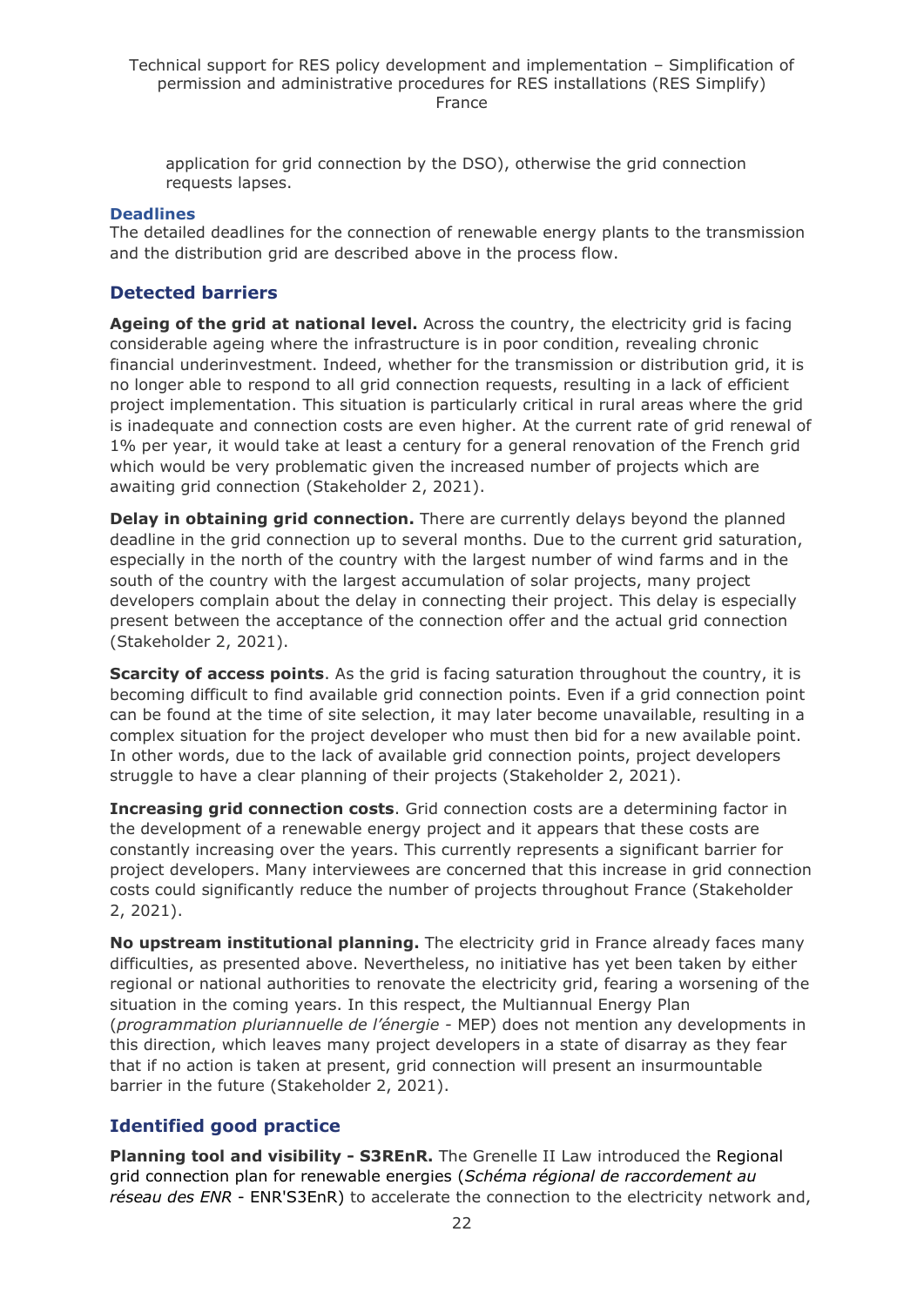application for grid connection by the DSO), otherwise the grid connection requests lapses.

#### Deadlines

The detailed deadlines for the connection of renewable energy plants to the transmission and the distribution grid are described above in the process flow.

### Detected barriers

**Ageing of the grid at national level.** Across the country, the electricity grid is facing considerable ageing where the infrastructure is in poor condition, revealing chronic financial underinvestment. Indeed, whether for the transmission or distribution grid, it is no longer able to respond to all grid connection requests, resulting in a lack of efficient project implementation. This situation is particularly critical in rural areas where the grid is inadequate and connection costs are even higher. At the current rate of grid renewal of 1% per year, it would take at least a century for a general renovation of the French grid which would be very problematic given the increased number of projects which are awaiting grid connection (Stakeholder 2, 2021).

**Delay in obtaining grid connection.** There are currently delays beyond the planned deadline in the grid connection up to several months. Due to the current grid saturation, especially in the north of the country with the largest number of wind farms and in the south of the country with the largest accumulation of solar projects, many project developers complain about the delay in connecting their project. This delay is especially present between the acceptance of the connection offer and the actual grid connection (Stakeholder 2, 2021).

**Scarcity of access points**. As the grid is facing saturation throughout the country, it is becoming difficult to find available grid connection points. Even if a grid connection point can be found at the time of site selection, it may later become unavailable, resulting in a complex situation for the project developer who must then bid for a new available point. In other words, due to the lack of available grid connection points, project developers struggle to have a clear planning of their projects (Stakeholder 2, 2021).

**Increasing grid connection costs**. Grid connection costs are a determining factor in the development of a renewable energy project and it appears that these costs are constantly increasing over the years. This currently represents a significant barrier for project developers. Many interviewees are concerned that this increase in grid connection costs could significantly reduce the number of projects throughout France (Stakeholder 2, 2021).

**No upstream institutional planning.** The electricity grid in France already faces many difficulties, as presented above. Nevertheless, no initiative has yet been taken by either regional or national authorities to renovate the electricity grid, fearing a worsening of the situation in the coming years. In this respect, the Multiannual Energy Plan (*programmation pluriannuelle de l'énergie* - MEP) does not mention any developments in this direction, which leaves many project developers in a state of disarray as they fear that if no action is taken at present, grid connection will present an insurmountable barrier in the future (Stakeholder 2, 2021).

### Identified good practice

**Planning tool and visibility - S3REnR.** The Grenelle II Law introduced the Regional grid connection plan for renewable energies (*Schéma régional de raccordement au réseau des ENR* - ENR'S3EnR) to accelerate the connection to the electricity network and,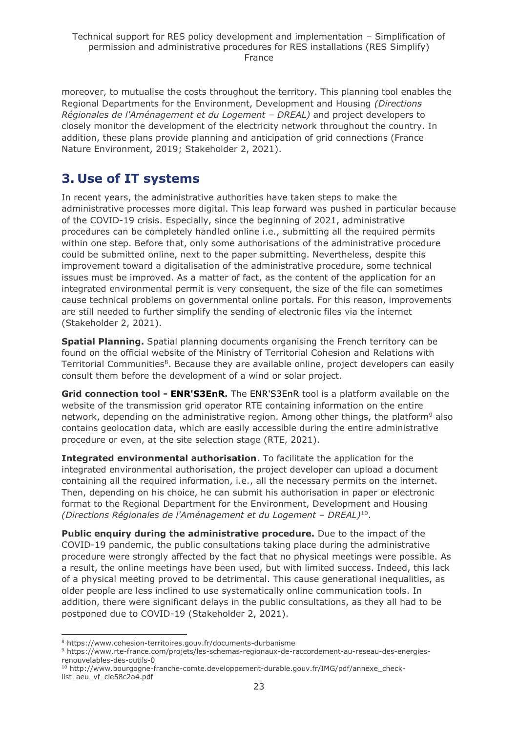moreover, to mutualise the costs throughout the territory. This planning tool enables the Regional Departments for the Environment, Development and Housing *(Directions Régionales de l'Aménagement et du Logement – DREAL)* and project developers to closely monitor the development of the electricity network throughout the country. In addition, these plans provide planning and anticipation of grid connections (France Nature Environment, 2019; Stakeholder 2, 2021).

# 3. Use of IT systems

In recent years, the administrative authorities have taken steps to make the administrative processes more digital. This leap forward was pushed in particular because of the COVID-19 crisis. Especially, since the beginning of 2021, administrative procedures can be completely handled online i.e., submitting all the required permits within one step. Before that, only some authorisations of the administrative procedure could be submitted online, next to the paper submitting. Nevertheless, despite this improvement toward a digitalisation of the administrative procedure, some technical issues must be improved. As a matter of fact, as the content of the application for an integrated environmental permit is very consequent, the size of the file can sometimes cause technical problems on governmental online portals. For this reason, improvements are still needed to further simplify the sending of electronic files via the internet (Stakeholder 2, 2021).

**Spatial Planning.** Spatial planning documents organising the French territory can be found on the official website of the Ministry of Territorial Cohesion and Relations with Territorial Communities[8]. Because they are available online, project developers can easily consult them before the development of a wind or solar project.

**Grid connection tool - ENR'S3EnR.** The ENR'S3EnR tool is a platform available on the website of the transmission grid operator RTE containing information on the entire network, depending on the administrative region. Among other things, the platform[9] also contains geolocation data, which are easily accessible during the entire administrative procedure or even, at the site selection stage (RTE, 2021).

**Integrated environmental authorisation**. To facilitate the application for the integrated environmental authorisation, the project developer can upload a document containing all the required information, i.e., all the necessary permits on the internet. Then, depending on his choice, he can submit his authorisation in paper or electronic format to the Regional Department for the Environment, Development and Housing *(Directions Régionales de l'Aménagement et du Logement – DREAL)*[10].

**Public enquiry during the administrative procedure.** Due to the impact of the COVID-19 pandemic, the public consultations taking place during the administrative procedure were strongly affected by the fact that no physical meetings were possible. As a result, the online meetings have been used, but with limited success. Indeed, this lack of a physical meeting proved to be detrimental. This cause generational inequalities, as older people are less inclined to use systematically online communication tools. In addition, there were significant delays in the public consultations, as they all had to be postponed due to COVID-19 (Stakeholder 2, 2021).

---

[8] https://www.cohesion-territoires.gouv.fr/documents-durbanisme

[9] https://www.rte-france.com/projets/les-schemas-regionaux-de-raccordement-au-reseau-des-energies-renouvelables-des-outils-0

[10] http://www.bourgogne-franche-comte.developpement-durable.gouv.fr/IMG/pdf/annexe_check-list_aeu_vf_cle58c2a4.pdf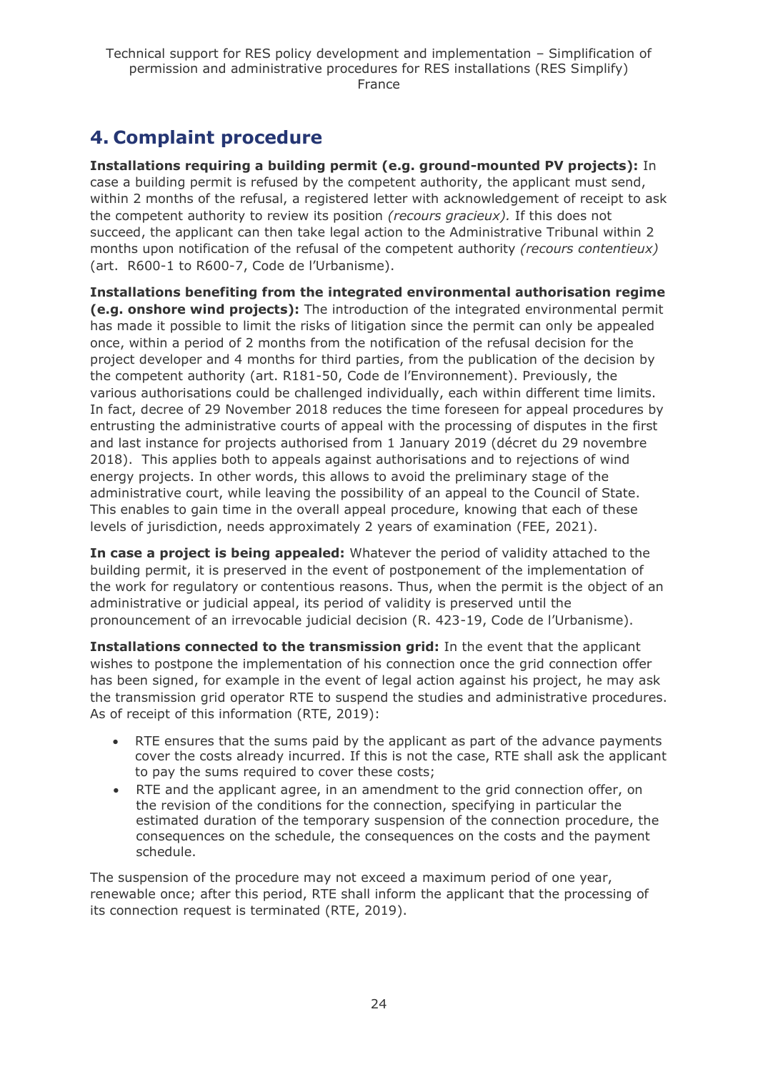## 4. Complaint procedure

**Installations requiring a building permit (e.g. ground-mounted PV projects):** In case a building permit is refused by the competent authority, the applicant must send, within 2 months of the refusal, a registered letter with acknowledgement of receipt to ask the competent authority to review its position *(recours gracieux).* If this does not succeed, the applicant can then take legal action to the Administrative Tribunal within 2 months upon notification of the refusal of the competent authority *(recours contentieux)* (art. R600-1 to R600-7, Code de l'Urbanisme).

**Installations benefiting from the integrated environmental authorisation regime (e.g. onshore wind projects):** The introduction of the integrated environmental permit has made it possible to limit the risks of litigation since the permit can only be appealed once, within a period of 2 months from the notification of the refusal decision for the project developer and 4 months for third parties, from the publication of the decision by the competent authority (art. R181-50, Code de l'Environnement). Previously, the various authorisations could be challenged individually, each within different time limits. In fact, decree of 29 November 2018 reduces the time foreseen for appeal procedures by entrusting the administrative courts of appeal with the processing of disputes in the first and last instance for projects authorised from 1 January 2019 (décret du 29 novembre 2018). This applies both to appeals against authorisations and to rejections of wind energy projects. In other words, this allows to avoid the preliminary stage of the administrative court, while leaving the possibility of an appeal to the Council of State. This enables to gain time in the overall appeal procedure, knowing that each of these levels of jurisdiction, needs approximately 2 years of examination (FEE, 2021).

**In case a project is being appealed:** Whatever the period of validity attached to the building permit, it is preserved in the event of postponement of the implementation of the work for regulatory or contentious reasons. Thus, when the permit is the object of an administrative or judicial appeal, its period of validity is preserved until the pronouncement of an irrevocable judicial decision (R. 423-19, Code de l'Urbanisme).

**Installations connected to the transmission grid:** In the event that the applicant wishes to postpone the implementation of his connection once the grid connection offer has been signed, for example in the event of legal action against his project, he may ask the transmission grid operator RTE to suspend the studies and administrative procedures. As of receipt of this information (RTE, 2019):

- RTE ensures that the sums paid by the applicant as part of the advance payments cover the costs already incurred. If this is not the case, RTE shall ask the applicant to pay the sums required to cover these costs;
- RTE and the applicant agree, in an amendment to the grid connection offer, on the revision of the conditions for the connection, specifying in particular the estimated duration of the temporary suspension of the connection procedure, the consequences on the schedule, the consequences on the costs and the payment schedule.

The suspension of the procedure may not exceed a maximum period of one year, renewable once; after this period, RTE shall inform the applicant that the processing of its connection request is terminated (RTE, 2019).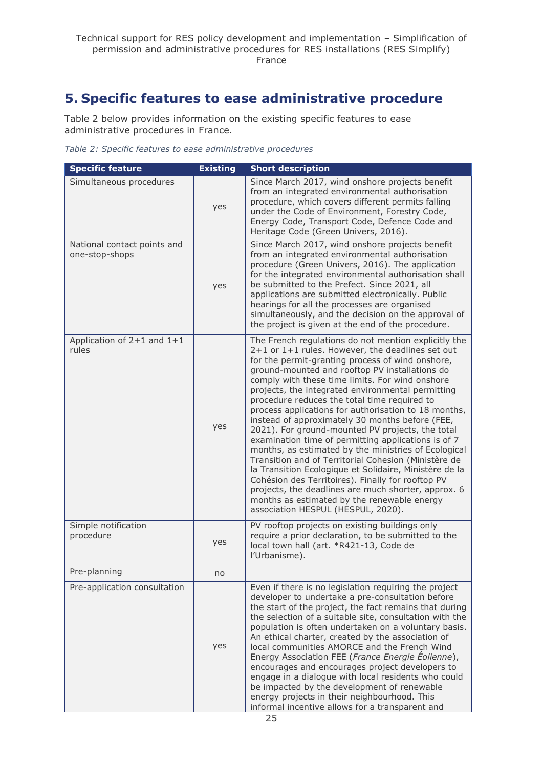## 5. Specific features to ease administrative procedure

Table 2 below provides information on the existing specific features to ease administrative procedures in France.

*Table 2: Specific features to ease administrative procedures*

| Specific feature | Existing | Short description |
|---|---|---|
| Simultaneous procedures | yes | Since March 2017, wind onshore projects benefit from an integrated environmental authorisation procedure, which covers different permits falling under the Code of Environment, Forestry Code, Energy Code, Transport Code, Defence Code and Heritage Code (Green Univers, 2016). |
| National contact points and one-stop-shops | yes | Since March 2017, wind onshore projects benefit from an integrated environmental authorisation procedure (Green Univers, 2016). The application for the integrated environmental authorisation shall be submitted to the Prefect. Since 2021, all applications are submitted electronically. Public hearings for all the processes are organised simultaneously, and the decision on the approval of the project is given at the end of the procedure. |
| Application of 2+1 and 1+1 rules | yes | The French regulations do not mention explicitly the 2+1 or 1+1 rules. However, the deadlines set out for the permit-granting process of wind onshore, ground-mounted and rooftop PV installations do comply with these time limits. For wind onshore projects, the integrated environmental permitting procedure reduces the total time required to process applications for authorisation to 18 months, instead of approximately 30 months before (FEE, 2021). For ground-mounted PV projects, the total examination time of permitting applications is of 7 months, as estimated by the ministries of Ecological Transition and of Territorial Cohesion (Ministère de la Transition Ecologique et Solidaire, Ministère de la Cohésion des Territoires). Finally for rooftop PV projects, the deadlines are much shorter, approx. 6 months as estimated by the renewable energy association HESPUL (HESPUL, 2020). |
| Simple notification procedure | yes | PV rooftop projects on existing buildings only require a prior declaration, to be submitted to the local town hall (art. *R421-13, Code de l'Urbanisme). |
| Pre-planning | no | |
| Pre-application consultation | yes | Even if there is no legislation requiring the project developer to undertake a pre-consultation before the start of the project, the fact remains that during the selection of a suitable site, consultation with the population is often undertaken on a voluntary basis. An ethical charter, created by the association of local communities AMORCE and the French Wind Energy Association FEE (*France Energie Éolienne*), encourages and encourages project developers to engage in a dialogue with local residents who could be impacted by the development of renewable energy projects in their neighbourhood. This informal incentive allows for a transparent and |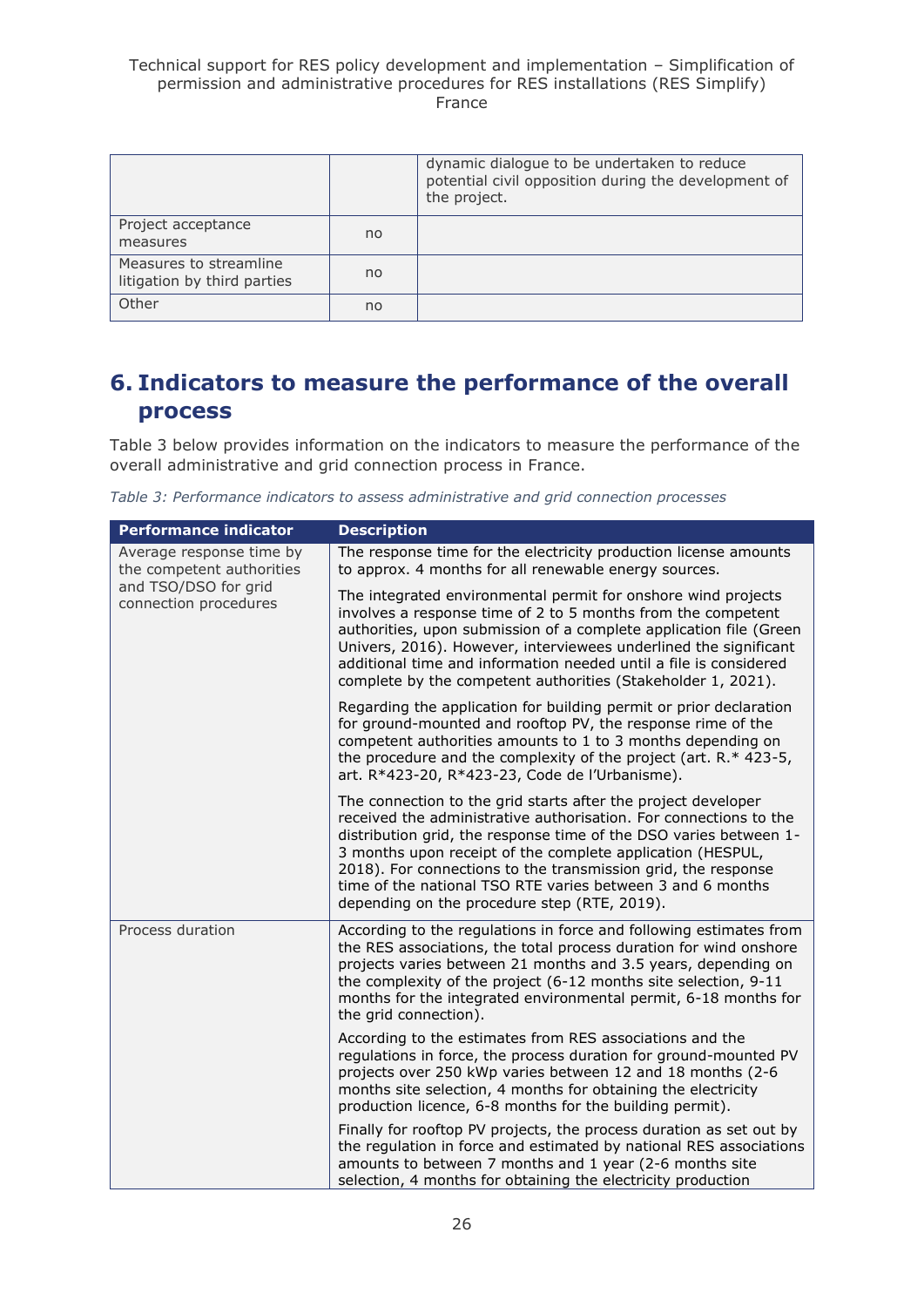| | | |
|---|---|---|
| | | dynamic dialogue to be undertaken to reduce potential civil opposition during the development of the project. |
| Project acceptance measures | no | |
| Measures to streamline litigation by third parties | no | |
| Other | no | |

# 6. Indicators to measure the performance of the overall process

Table 3 below provides information on the indicators to measure the performance of the overall administrative and grid connection process in France.

*Table 3: Performance indicators to assess administrative and grid connection processes*

| Performance indicator | Description |
|---|---|
| Average response time by the competent authorities and TSO/DSO for grid connection procedures | The response time for the electricity production license amounts to approx. 4 months for all renewable energy sources. |
| | The integrated environmental permit for onshore wind projects involves a response time of 2 to 5 months from the competent authorities, upon submission of a complete application file (Green Univers, 2016). However, interviewees underlined the significant additional time and information needed until a file is considered complete by the competent authorities (Stakeholder 1, 2021). |
| | Regarding the application for building permit or prior declaration for ground-mounted and rooftop PV, the response rime of the competent authorities amounts to 1 to 3 months depending on the procedure and the complexity of the project (art. R.* 423-5, art. R*423-20, R*423-23, Code de l'Urbanisme). |
| | The connection to the grid starts after the project developer received the administrative authorisation. For connections to the distribution grid, the response time of the DSO varies between 1-3 months upon receipt of the complete application (HESPUL, 2018). For connections to the transmission grid, the response time of the national TSO RTE varies between 3 and 6 months depending on the procedure step (RTE, 2019). |
| Process duration | According to the regulations in force and following estimates from the RES associations, the total process duration for wind onshore projects varies between 21 months and 3.5 years, depending on the complexity of the project (6-12 months site selection, 9-11 months for the integrated environmental permit, 6-18 months for the grid connection). |
| | According to the estimates from RES associations and the regulations in force, the process duration for ground-mounted PV projects over 250 kWp varies between 12 and 18 months (2-6 months site selection, 4 months for obtaining the electricity production licence, 6-8 months for the building permit). |
| | Finally for rooftop PV projects, the process duration as set out by the regulation in force and estimated by national RES associations amounts to between 7 months and 1 year (2-6 months site selection, 4 months for obtaining the electricity production |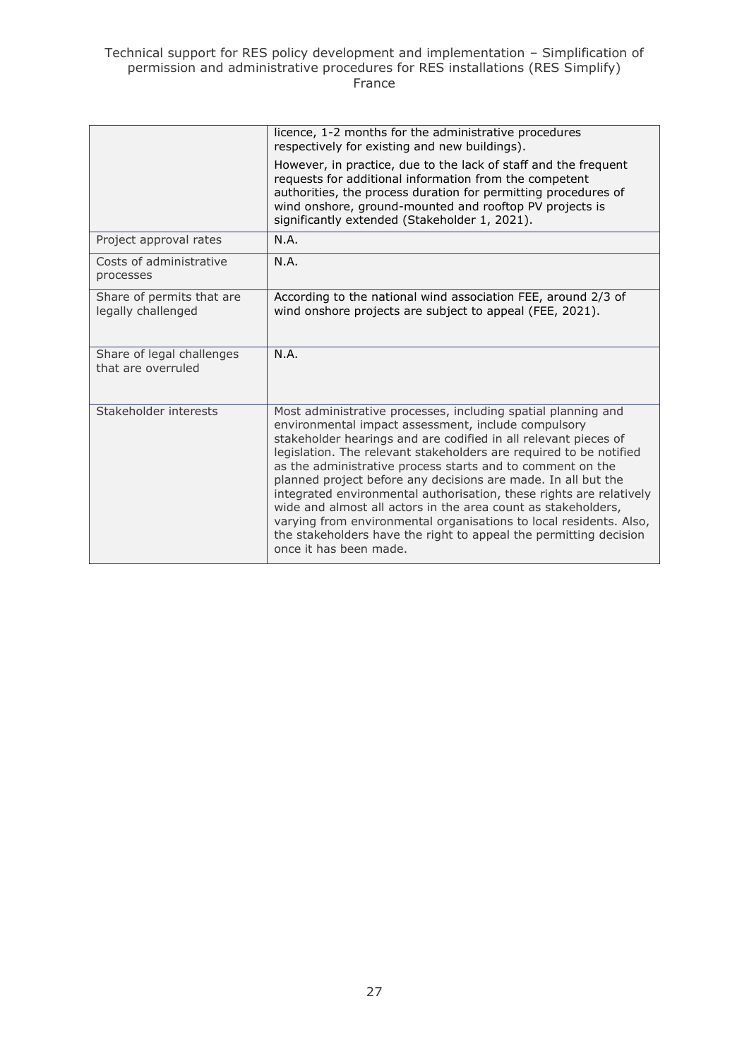|  |  |
| --- | --- |
|  | licence, 1-2 months for the administrative procedures respectively for existing and new buildings).<br><br>However, in practice, due to the lack of staff and the frequent requests for additional information from the competent authorities, the process duration for permitting procedures of wind onshore, ground-mounted and rooftop PV projects is significantly extended (Stakeholder 1, 2021). |
| Project approval rates | N.A. |
| Costs of administrative processes | N.A. |
| Share of permits that are legally challenged | According to the national wind association FEE, around 2/3 of wind onshore projects are subject to appeal (FEE, 2021). |
| Share of legal challenges that are overruled | N.A. |
| Stakeholder interests | Most administrative processes, including spatial planning and environmental impact assessment, include compulsory stakeholder hearings and are codified in all relevant pieces of legislation. The relevant stakeholders are required to be notified as the administrative process starts and to comment on the planned project before any decisions are made. In all but the integrated environmental authorisation, these rights are relatively wide and almost all actors in the area count as stakeholders, varying from environmental organisations to local residents. Also, the stakeholders have the right to appeal the permitting decision once it has been made. |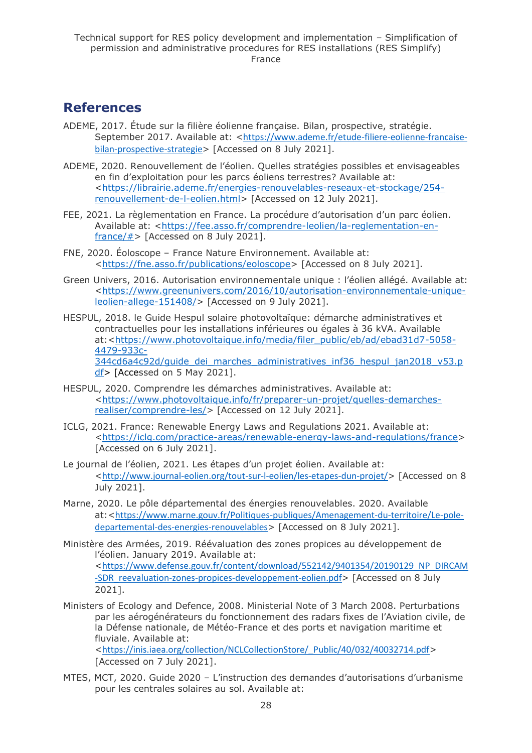## References

ADEME, 2017. Étude sur la filière éolienne française. Bilan, prospective, stratégie. September 2017. Available at: <https://www.ademe.fr/etude-filiere-eolienne-francaise-bilan-prospective-strategie> [Accessed on 8 July 2021].

ADEME, 2020. Renouvellement de l'éolien. Quelles stratégies possibles et envisageables en fin d'exploitation pour les parcs éoliens terrestres? Available at: <https://librairie.ademe.fr/energies-renouvelables-reseaux-et-stockage/254-renouvellement-de-l-eolien.html> [Accessed on 12 July 2021].

FEE, 2021. La règlementation en France. La procédure d'autorisation d'un parc éolien. Available at: <https://fee.asso.fr/comprendre-leolien/la-reglementation-en-france/#> [Accessed on 8 July 2021].

FNE, 2020. Éoloscope – France Nature Environnement. Available at: <https://fne.asso.fr/publications/eoloscope> [Accessed on 8 July 2021].

Green Univers, 2016. Autorisation environnementale unique : l'éolien allégé. Available at: <https://www.greenunivers.com/2016/10/autorisation-environnementale-unique-leolien-allege-151408/> [Accessed on 9 July 2021].

HESPUL, 2018. le Guide Hespul solaire photovoltaïque: démarche administratives et contractuelles pour les installations inférieures ou égales à 36 kVA. Available at:<https://www.photovoltaique.info/media/filer_public/eb/ad/ebad31d7-5058-4479-933c-344cd6a4c92d/guide_dei_marches_administratives_inf36_hespul_jan2018_v53.pdf> [Accessed on 5 May 2021].

HESPUL, 2020. Comprendre les démarches administratives. Available at: <https://www.photovoltaique.info/fr/preparer-un-projet/quelles-demarches-realiser/comprendre-les/> [Accessed on 12 July 2021].

ICLG, 2021. France: Renewable Energy Laws and Regulations 2021. Available at: <https://iclg.com/practice-areas/renewable-energy-laws-and-regulations/france> [Accessed on 6 July 2021].

Le journal de l'éolien, 2021. Les étapes d'un projet éolien. Available at: <http://www.journal-eolien.org/tout-sur-l-eolien/les-etapes-dun-projet/> [Accessed on 8 July 2021].

Marne, 2020. Le pôle départemental des énergies renouvelables. 2020. Available at:<https://www.marne.gouv.fr/Politiques-publiques/Amenagement-du-territoire/Le-pole-departemental-des-energies-renouvelables> [Accessed on 8 July 2021].

Ministère des Armées, 2019. Réévaluation des zones propices au développement de l'éolien. January 2019. Available at: <https://www.defense.gouv.fr/content/download/552142/9401354/20190129_NP_DIRCAM-SDR_reevaluation-zones-propices-developpement-eolien.pdf> [Accessed on 8 July 2021].

Ministers of Ecology and Defence, 2008. Ministerial Note of 3 March 2008. Perturbations par les aérogénérateurs du fonctionnement des radars fixes de l'Aviation civile, de la Défense nationale, de Météo-France et des ports et navigation maritime et fluviale. Available at: <https://inis.iaea.org/collection/NCLCollectionStore/_Public/40/032/40032714.pdf> [Accessed on 7 July 2021].

MTES, MCT, 2020. Guide 2020 – L'instruction des demandes d'autorisations d'urbanisme pour les centrales solaires au sol. Available at: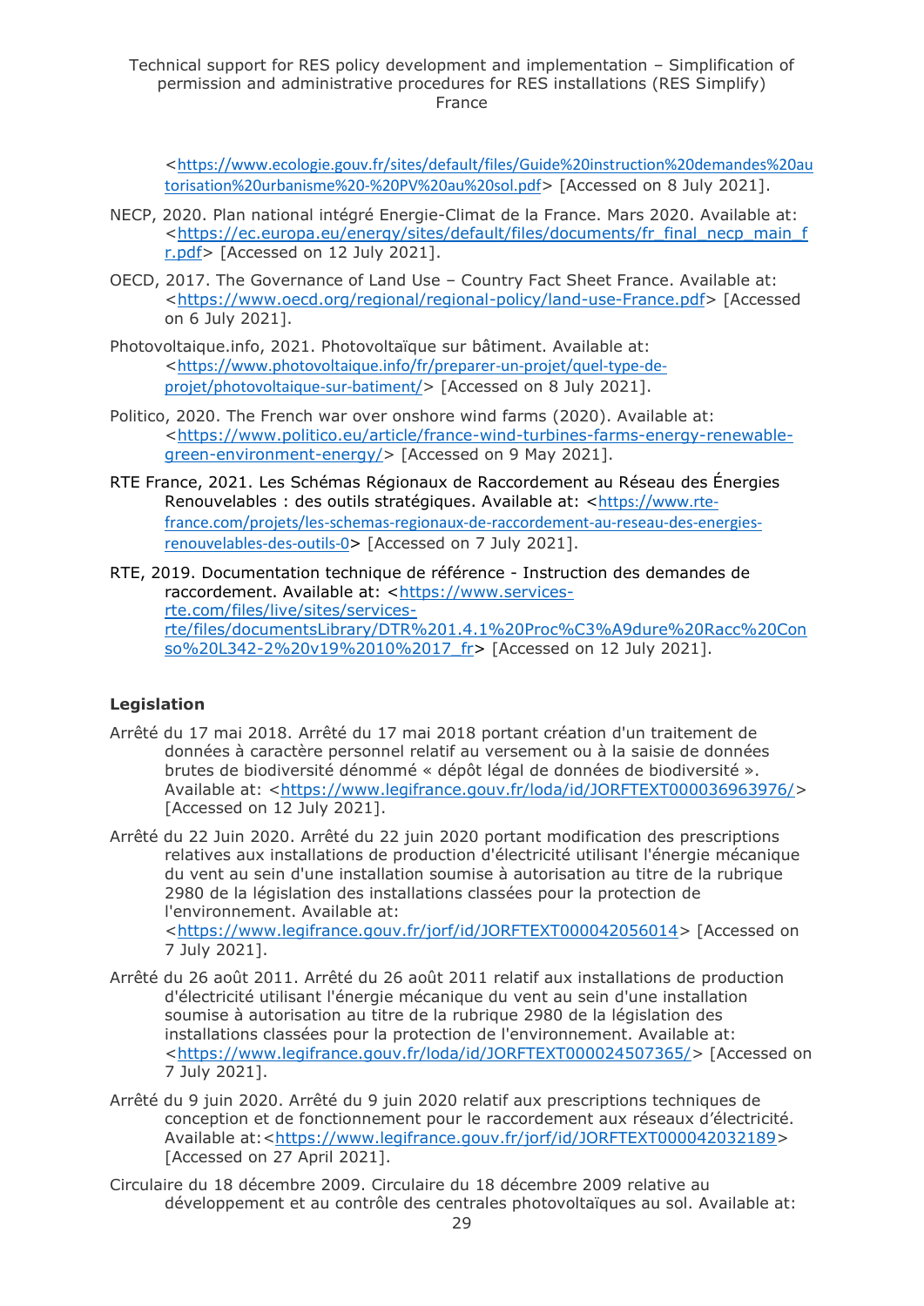<https://www.ecologie.gouv.fr/sites/default/files/Guide%20instruction%20demandes%20autorisation%20urbanisme%20-%20PV%20au%20sol.pdf> [Accessed on 8 July 2021].

NECP, 2020. Plan national intégré Energie-Climat de la France. Mars 2020. Available at: <https://ec.europa.eu/energy/sites/default/files/documents/fr_final_necp_main_fr.pdf> [Accessed on 12 July 2021].

OECD, 2017. The Governance of Land Use – Country Fact Sheet France. Available at: <https://www.oecd.org/regional/regional-policy/land-use-France.pdf> [Accessed on 6 July 2021].

Photovoltaique.info, 2021. Photovoltaïque sur bâtiment. Available at: <https://www.photovoltaique.info/fr/preparer-un-projet/quel-type-de-projet/photovoltaique-sur-batiment/> [Accessed on 8 July 2021].

Politico, 2020. The French war over onshore wind farms (2020). Available at: <https://www.politico.eu/article/france-wind-turbines-farms-energy-renewable-green-environment-energy/> [Accessed on 9 May 2021].

RTE France, 2021. Les Schémas Régionaux de Raccordement au Réseau des Énergies Renouvelables : des outils stratégiques. Available at: <https://www.rte-france.com/projets/les-schemas-regionaux-de-raccordement-au-reseau-des-energies-renouvelables-des-outils-0> [Accessed on 7 July 2021].

RTE, 2019. Documentation technique de référence - Instruction des demandes de raccordement. Available at: <https://www.services-rte.com/files/live/sites/services-rte/files/documentsLibrary/DTR%201.4.1%20Proc%C3%A9dure%20Racc%20Conso%20L342-2%20v19%2010%2017_fr> [Accessed on 12 July 2021].

**Legislation**

Arrêté du 17 mai 2018. Arrêté du 17 mai 2018 portant création d'un traitement de données à caractère personnel relatif au versement ou à la saisie de données brutes de biodiversité dénommé « dépôt légal de données de biodiversité ». Available at: <https://www.legifrance.gouv.fr/loda/id/JORFTEXT000036963976/> [Accessed on 12 July 2021].

Arrêté du 22 Juin 2020. Arrêté du 22 juin 2020 portant modification des prescriptions relatives aux installations de production d'électricité utilisant l'énergie mécanique du vent au sein d'une installation soumise à autorisation au titre de la rubrique 2980 de la législation des installations classées pour la protection de l'environnement. Available at: <https://www.legifrance.gouv.fr/jorf/id/JORFTEXT000042056014> [Accessed on 7 July 2021].

Arrêté du 26 août 2011. Arrêté du 26 août 2011 relatif aux installations de production d'électricité utilisant l'énergie mécanique du vent au sein d'une installation soumise à autorisation au titre de la rubrique 2980 de la législation des installations classées pour la protection de l'environnement. Available at: <https://www.legifrance.gouv.fr/loda/id/JORFTEXT000024507365/> [Accessed on 7 July 2021].

Arrêté du 9 juin 2020. Arrêté du 9 juin 2020 relatif aux prescriptions techniques de conception et de fonctionnement pour le raccordement aux réseaux d'électricité. Available at: <https://www.legifrance.gouv.fr/jorf/id/JORFTEXT000042032189> [Accessed on 27 April 2021].

Circulaire du 18 décembre 2009. Circulaire du 18 décembre 2009 relative au développement et au contrôle des centrales photovoltaïques au sol. Available at: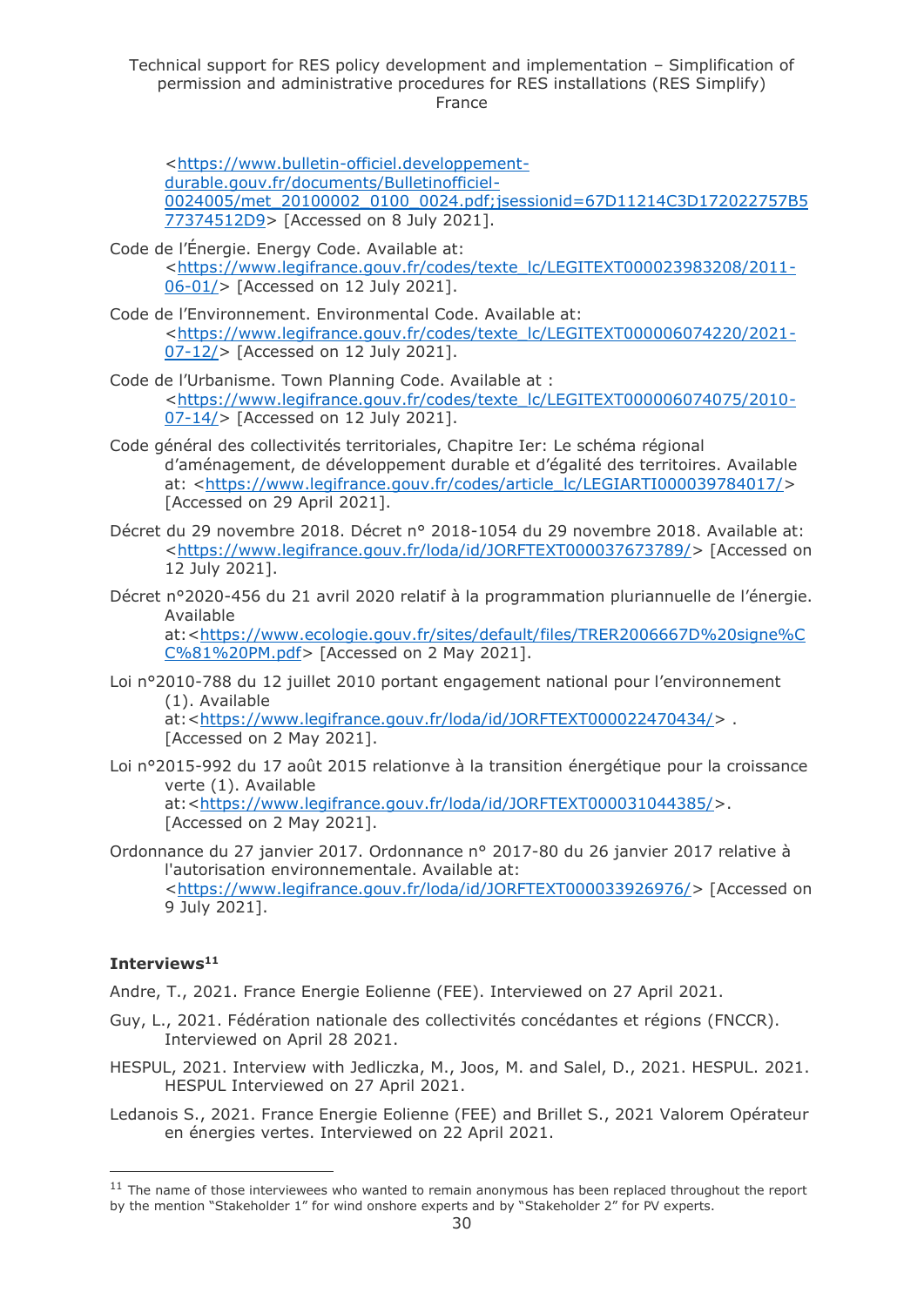<https://www.bulletin-officiel.developpement-durable.gouv.fr/documents/Bulletinofficiel-0024005/met_20100002_0100_0024.pdf;jsessionid=67D11214C3D172022757B577374512D9> [Accessed on 8 July 2021].

Code de l'Énergie. Energy Code. Available at: <https://www.legifrance.gouv.fr/codes/texte_lc/LEGITEXT000023983208/2011-06-01/> [Accessed on 12 July 2021].

Code de l'Environnement. Environmental Code. Available at: <https://www.legifrance.gouv.fr/codes/texte_lc/LEGITEXT000006074220/2021-07-12/> [Accessed on 12 July 2021].

Code de l'Urbanisme. Town Planning Code. Available at : <https://www.legifrance.gouv.fr/codes/texte_lc/LEGITEXT000006074075/2010-07-14/> [Accessed on 12 July 2021].

Code général des collectivités territoriales, Chapitre Ier: Le schéma régional d'aménagement, de développement durable et d'égalité des territoires. Available at: <https://www.legifrance.gouv.fr/codes/article_lc/LEGIARTI000039784017/> [Accessed on 29 April 2021].

Décret du 29 novembre 2018. Décret n° 2018-1054 du 29 novembre 2018. Available at: <https://www.legifrance.gouv.fr/loda/id/JORFTEXT000037673789/> [Accessed on 12 July 2021].

Décret n°2020-456 du 21 avril 2020 relatif à la programmation pluriannuelle de l'énergie. Available at:<https://www.ecologie.gouv.fr/sites/default/files/TRER2006667D%20signe%CC%81%20PM.pdf> [Accessed on 2 May 2021].

Loi n°2010-788 du 12 juillet 2010 portant engagement national pour l'environnement (1). Available at:<https://www.legifrance.gouv.fr/loda/id/JORFTEXT000022470434/> . [Accessed on 2 May 2021].

Loi n°2015-992 du 17 août 2015 relationve à la transition énergétique pour la croissance verte (1). Available at:<https://www.legifrance.gouv.fr/loda/id/JORFTEXT000031044385/>. [Accessed on 2 May 2021].

Ordonnance du 27 janvier 2017. Ordonnance n° 2017-80 du 26 janvier 2017 relative à l'autorisation environnementale. Available at: <https://www.legifrance.gouv.fr/loda/id/JORFTEXT000033926976/> [Accessed on 9 July 2021].

**Interviews[11]**

Andre, T., 2021. France Energie Eolienne (FEE). Interviewed on 27 April 2021.

Guy, L., 2021. Fédération nationale des collectivités concédantes et régions (FNCCR). Interviewed on April 28 2021.

HESPUL, 2021. Interview with Jedliczka, M., Joos, M. and Salel, D., 2021. HESPUL. 2021. HESPUL Interviewed on 27 April 2021.

Ledanois S., 2021. France Energie Eolienne (FEE) and Brillet S., 2021 Valorem Opérateur en énergies vertes. Interviewed on 22 April 2021.

[11] The name of those interviewees who wanted to remain anonymous has been replaced throughout the report by the mention "Stakeholder 1" for wind onshore experts and by "Stakeholder 2" for PV experts.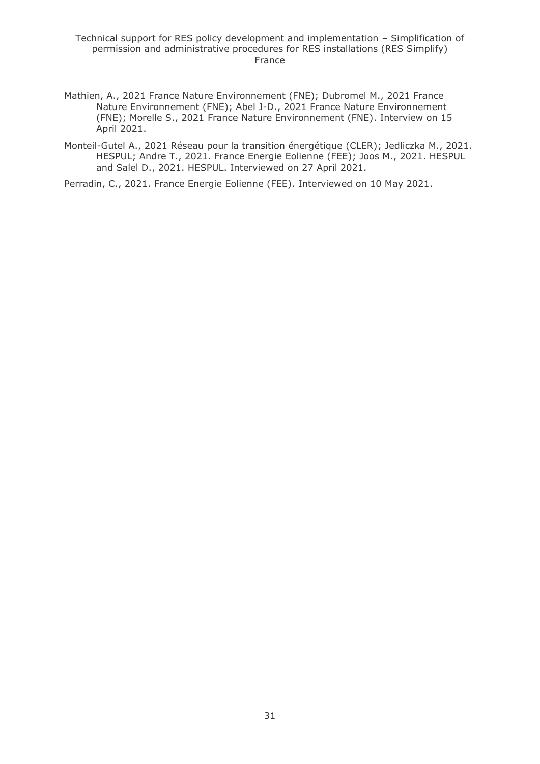Mathien, A., 2021 France Nature Environnement (FNE); Dubromel M., 2021 France Nature Environnement (FNE); Abel J-D., 2021 France Nature Environnement (FNE); Morelle S., 2021 France Nature Environnement (FNE). Interview on 15 April 2021.

Monteil-Gutel A., 2021 Réseau pour la transition énergétique (CLER); Jedliczka M., 2021. HESPUL; Andre T., 2021. France Energie Eolienne (FEE); Joos M., 2021. HESPUL and Salel D., 2021. HESPUL. Interviewed on 27 April 2021.

Perradin, C., 2021. France Energie Eolienne (FEE). Interviewed on 10 May 2021.